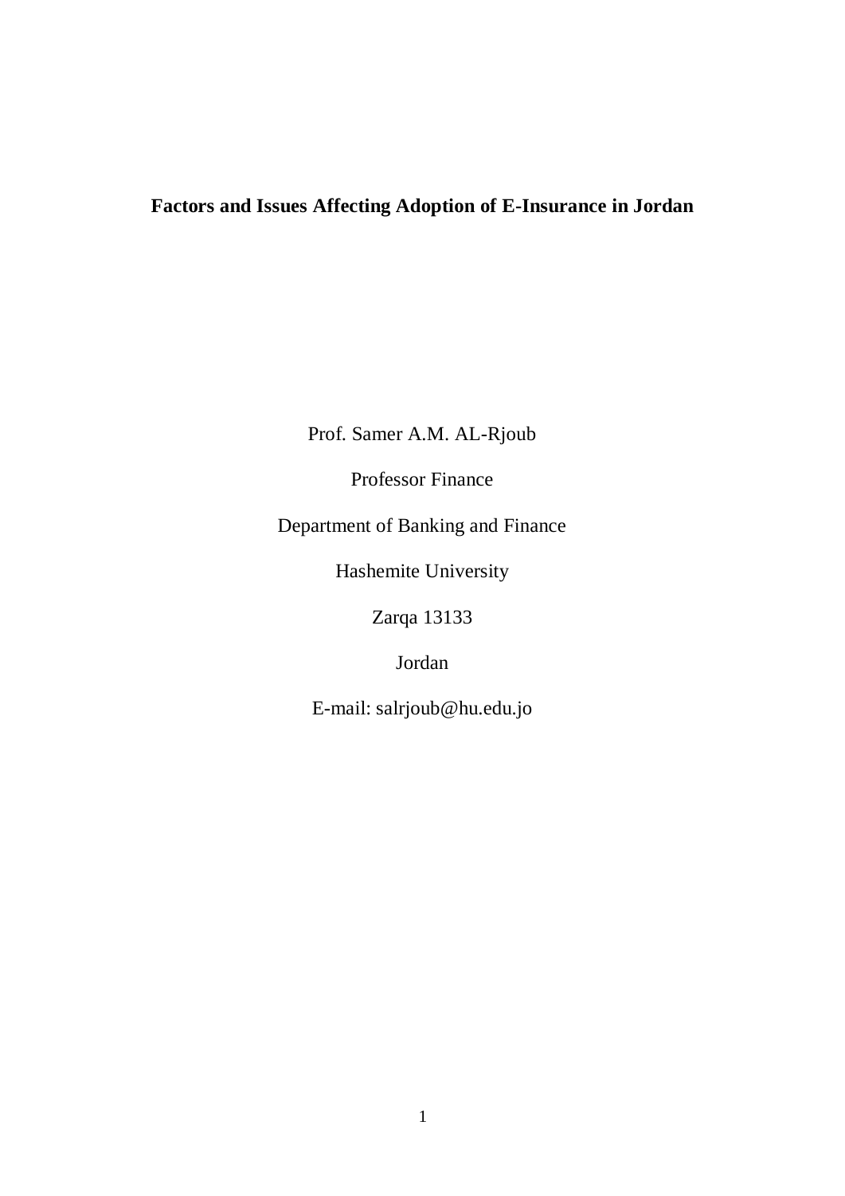# Factors and Issues Affecting Adoption of E-Insurance in Jordan

Prof. Samer A.M. AL-Rjoub

Professor Finance

Department of Banking and Finance

Hashemite University

Zarqa 13133

Jordan

E-mail: salrjoub@hu.edu.jo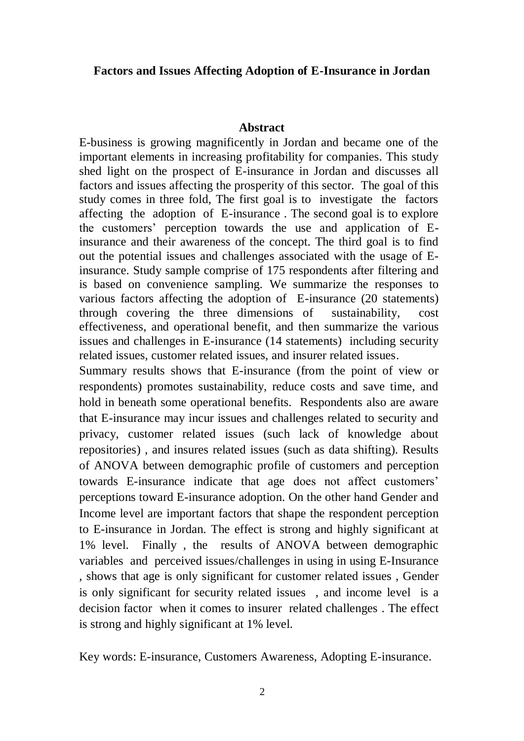**Factors and Issues Affecting Adoption of E-Insurance in Jordan**

**Abstract**

E-business is growing magnificently in Jordan and became one of the important elements in increasing profitability for companies. This study shed light on the prospect of E-insurance in Jordan and discusses all factors and issues affecting the prosperity of this sector. The goal of this study comes in three fold, The first goal is to investigate the factors affecting the adoption of E-insurance . The second goal is to explore the customers' perception towards the use and application of E-insurance and their awareness of the concept. The third goal is to find out the potential issues and challenges associated with the usage of E-insurance. Study sample comprise of 175 respondents after filtering and is based on convenience sampling. We summarize the responses to various factors affecting the adoption of E-insurance (20 statements) through covering the three dimensions of sustainability, cost effectiveness, and operational benefit, and then summarize the various issues and challenges in E-insurance (14 statements) including security related issues, customer related issues, and insurer related issues.

Summary results shows that E-insurance (from the point of view or respondents) promotes sustainability, reduce costs and save time, and hold in beneath some operational benefits. Respondents also are aware that E-insurance may incur issues and challenges related to security and privacy, customer related issues (such lack of knowledge about repositories) , and insures related issues (such as data shifting). Results of ANOVA between demographic profile of customers and perception towards E-insurance indicate that age does not affect customers' perceptions toward E-insurance adoption. On the other hand Gender and Income level are important factors that shape the respondent perception to E-insurance in Jordan. The effect is strong and highly significant at 1% level. Finally , the results of ANOVA between demographic variables and perceived issues/challenges in using in using E-Insurance , shows that age is only significant for customer related issues , Gender is only significant for security related issues , and income level is a decision factor when it comes to insurer related challenges . The effect is strong and highly significant at 1% level.

Key words: E-insurance, Customers Awareness, Adopting E-insurance.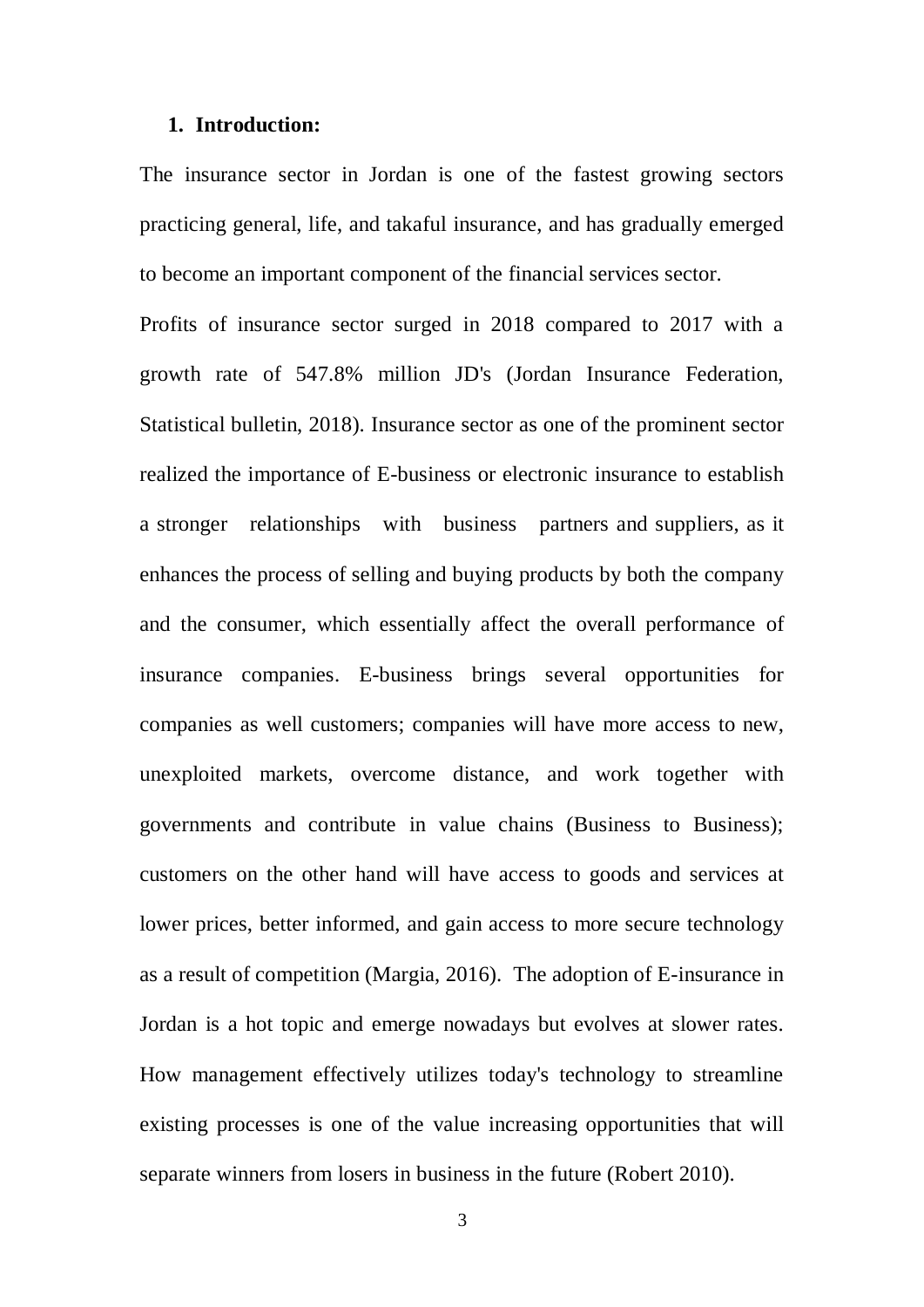## 1. Introduction:

The insurance sector in Jordan is one of the fastest growing sectors practicing general, life, and takaful insurance, and has gradually emerged to become an important component of the financial services sector.

Profits of insurance sector surged in 2018 compared to 2017 with a growth rate of 547.8% million JD's (Jordan Insurance Federation, Statistical bulletin, 2018). Insurance sector as one of the prominent sector realized the importance of E-business or electronic insurance to establish a stronger relationships with business partners and suppliers, as it enhances the process of selling and buying products by both the company and the consumer, which essentially affect the overall performance of insurance companies. E-business brings several opportunities for companies as well customers; companies will have more access to new, unexploited markets, overcome distance, and work together with governments and contribute in value chains (Business to Business); customers on the other hand will have access to goods and services at lower prices, better informed, and gain access to more secure technology as a result of competition (Margia, 2016). The adoption of E-insurance in Jordan is a hot topic and emerge nowadays but evolves at slower rates. How management effectively utilizes today's technology to streamline existing processes is one of the value increasing opportunities that will separate winners from losers in business in the future (Robert 2010).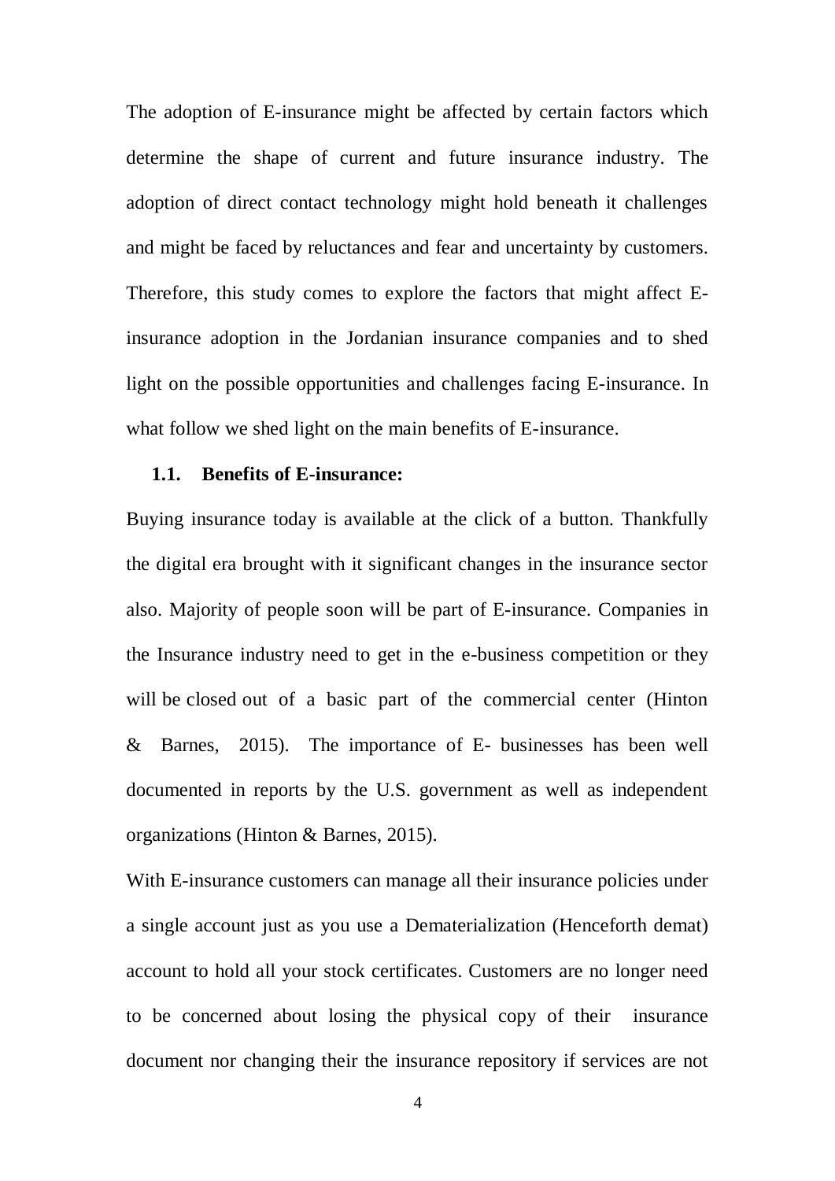The adoption of E-insurance might be affected by certain factors which determine the shape of current and future insurance industry. The adoption of direct contact technology might hold beneath it challenges and might be faced by reluctances and fear and uncertainty by customers. Therefore, this study comes to explore the factors that might affect E-insurance adoption in the Jordanian insurance companies and to shed light on the possible opportunities and challenges facing E-insurance. In what follow we shed light on the main benefits of E-insurance.

### 1.1. Benefits of E-insurance:

Buying insurance today is available at the click of a button. Thankfully the digital era brought with it significant changes in the insurance sector also. Majority of people soon will be part of E-insurance. Companies in the Insurance industry need to get in the e-business competition or they will be closed out of a basic part of the commercial center (Hinton & Barnes, 2015). The importance of E- businesses has been well documented in reports by the U.S. government as well as independent organizations (Hinton & Barnes, 2015).

With E-insurance customers can manage all their insurance policies under a single account just as you use a Dematerialization (Henceforth demat) account to hold all your stock certificates. Customers are no longer need to be concerned about losing the physical copy of their insurance document nor changing their the insurance repository if services are not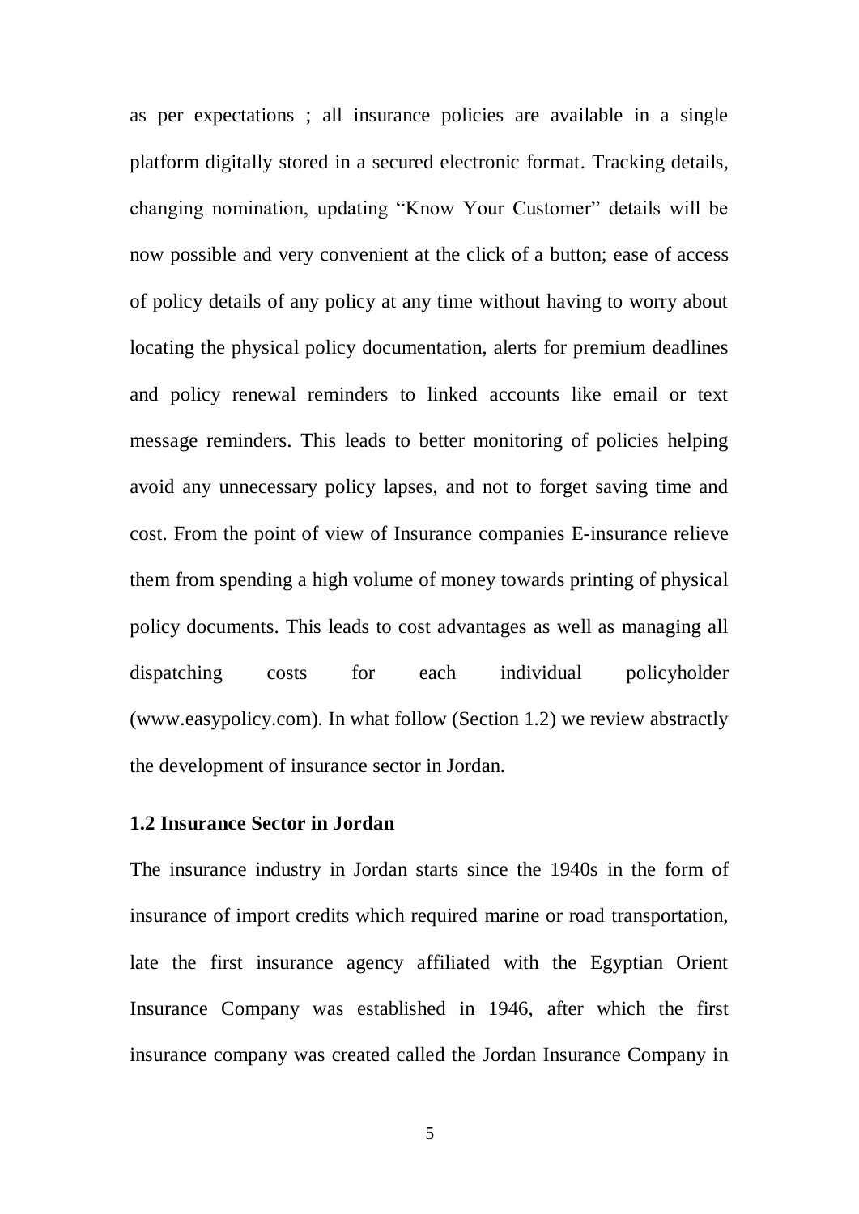as per expectations ; all insurance policies are available in a single platform digitally stored in a secured electronic format. Tracking details, changing nomination, updating "Know Your Customer" details will be now possible and very convenient at the click of a button; ease of access of policy details of any policy at any time without having to worry about locating the physical policy documentation, alerts for premium deadlines and policy renewal reminders to linked accounts like email or text message reminders. This leads to better monitoring of policies helping avoid any unnecessary policy lapses, and not to forget saving time and cost. From the point of view of Insurance companies E-insurance relieve them from spending a high volume of money towards printing of physical policy documents. This leads to cost advantages as well as managing all dispatching costs for each individual policyholder (www.easypolicy.com). In what follow (Section 1.2) we review abstractly the development of insurance sector in Jordan.

### 1.2 Insurance Sector in Jordan

The insurance industry in Jordan starts since the 1940s in the form of insurance of import credits which required marine or road transportation, late the first insurance agency affiliated with the Egyptian Orient Insurance Company was established in 1946, after which the first insurance company was created called the Jordan Insurance Company in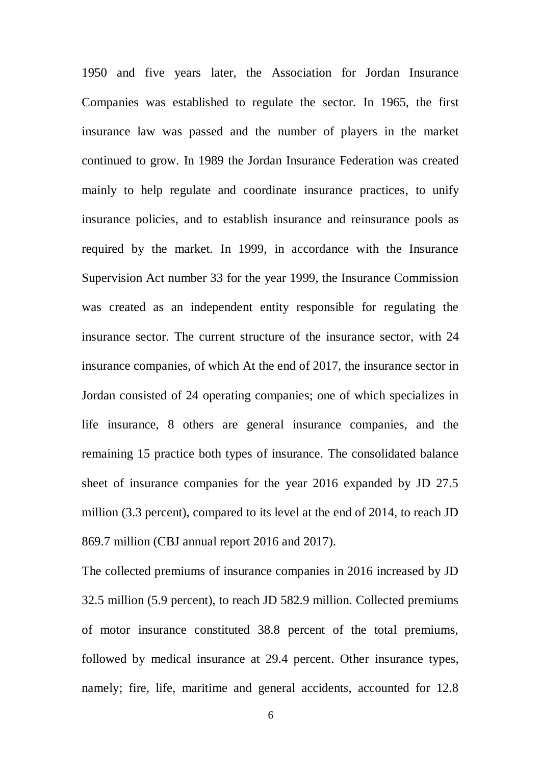1950 and five years later, the Association for Jordan Insurance Companies was established to regulate the sector. In 1965, the first insurance law was passed and the number of players in the market continued to grow. In 1989 the Jordan Insurance Federation was created mainly to help regulate and coordinate insurance practices, to unify insurance policies, and to establish insurance and reinsurance pools as required by the market. In 1999, in accordance with the Insurance Supervision Act number 33 for the year 1999, the Insurance Commission was created as an independent entity responsible for regulating the insurance sector. The current structure of the insurance sector, with 24 insurance companies, of which At the end of 2017, the insurance sector in Jordan consisted of 24 operating companies; one of which specializes in life insurance, 8 others are general insurance companies, and the remaining 15 practice both types of insurance. The consolidated balance sheet of insurance companies for the year 2016 expanded by JD 27.5 million (3.3 percent), compared to its level at the end of 2014, to reach JD 869.7 million (CBJ annual report 2016 and 2017).

The collected premiums of insurance companies in 2016 increased by JD 32.5 million (5.9 percent), to reach JD 582.9 million. Collected premiums of motor insurance constituted 38.8 percent of the total premiums, followed by medical insurance at 29.4 percent. Other insurance types, namely; fire, life, maritime and general accidents, accounted for 12.8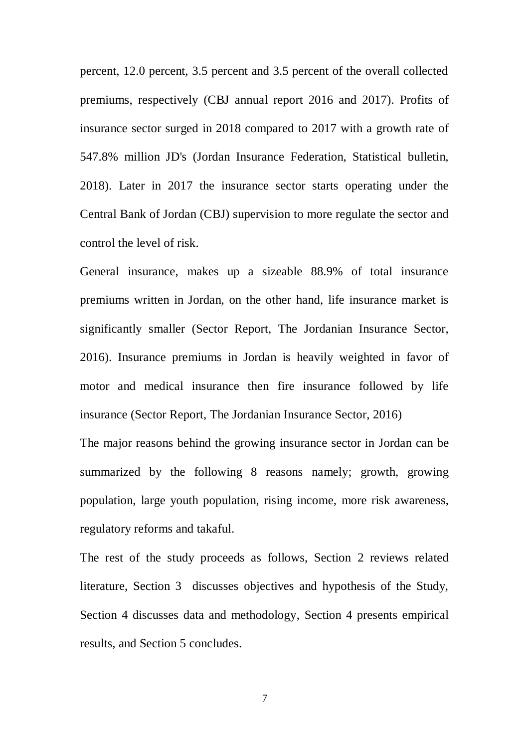percent, 12.0 percent, 3.5 percent and 3.5 percent of the overall collected premiums, respectively (CBJ annual report 2016 and 2017). Profits of insurance sector surged in 2018 compared to 2017 with a growth rate of 547.8% million JD's (Jordan Insurance Federation, Statistical bulletin, 2018). Later in 2017 the insurance sector starts operating under the Central Bank of Jordan (CBJ) supervision to more regulate the sector and control the level of risk.

General insurance, makes up a sizeable 88.9% of total insurance premiums written in Jordan, on the other hand, life insurance market is significantly smaller (Sector Report, The Jordanian Insurance Sector, 2016). Insurance premiums in Jordan is heavily weighted in favor of motor and medical insurance then fire insurance followed by life insurance (Sector Report, The Jordanian Insurance Sector, 2016)

The major reasons behind the growing insurance sector in Jordan can be summarized by the following 8 reasons namely; growth, growing population, large youth population, rising income, more risk awareness, regulatory reforms and takaful.

The rest of the study proceeds as follows, Section 2 reviews related literature, Section 3 discusses objectives and hypothesis of the Study, Section 4 discusses data and methodology, Section 4 presents empirical results, and Section 5 concludes.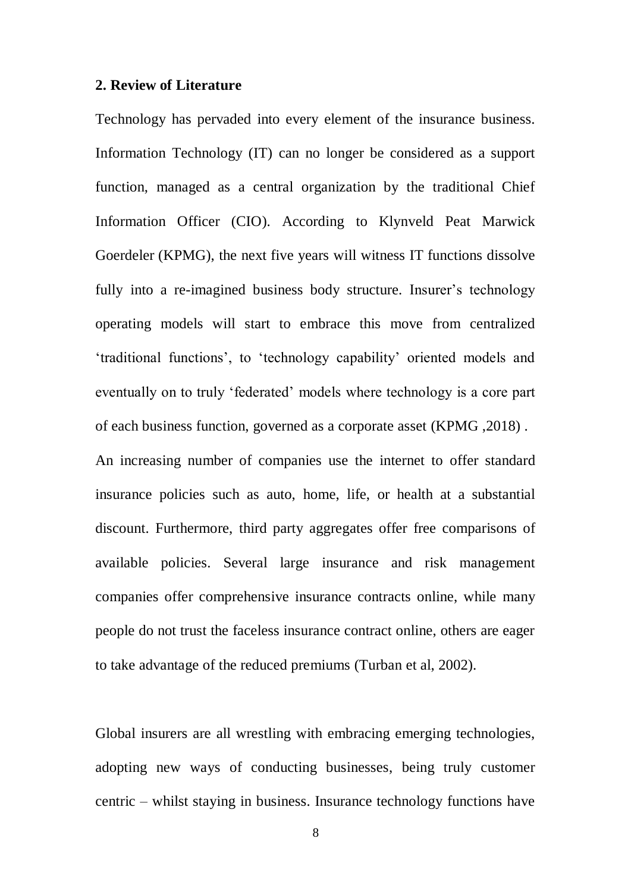## 2. Review of Literature

Technology has pervaded into every element of the insurance business. Information Technology (IT) can no longer be considered as a support function, managed as a central organization by the traditional Chief Information Officer (CIO). According to Klynveld Peat Marwick Goerdeler (KPMG), the next five years will witness IT functions dissolve fully into a re-imagined business body structure. Insurer's technology operating models will start to embrace this move from centralized 'traditional functions', to 'technology capability' oriented models and eventually on to truly 'federated' models where technology is a core part of each business function, governed as a corporate asset (KPMG ,2018) .

An increasing number of companies use the internet to offer standard insurance policies such as auto, home, life, or health at a substantial discount. Furthermore, third party aggregates offer free comparisons of available policies. Several large insurance and risk management companies offer comprehensive insurance contracts online, while many people do not trust the faceless insurance contract online, others are eager to take advantage of the reduced premiums (Turban et al, 2002).

Global insurers are all wrestling with embracing emerging technologies, adopting new ways of conducting businesses, being truly customer centric – whilst staying in business. Insurance technology functions have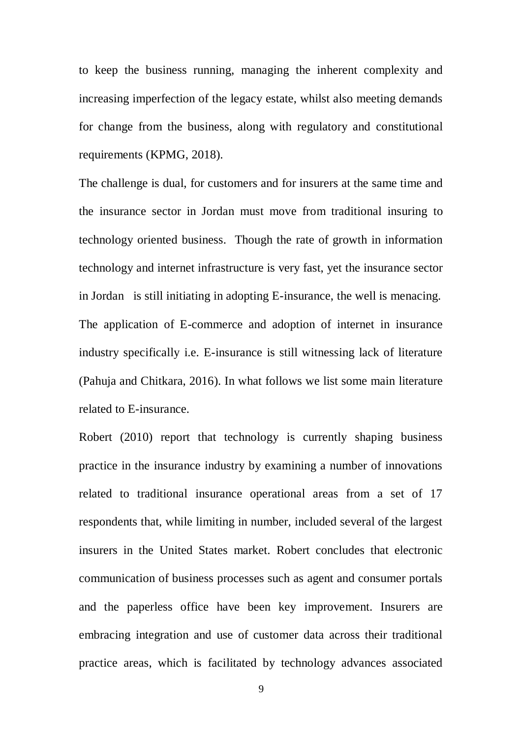to keep the business running, managing the inherent complexity and increasing imperfection of the legacy estate, whilst also meeting demands for change from the business, along with regulatory and constitutional requirements (KPMG, 2018).

The challenge is dual, for customers and for insurers at the same time and the insurance sector in Jordan must move from traditional insuring to technology oriented business. Though the rate of growth in information technology and internet infrastructure is very fast, yet the insurance sector in Jordan is still initiating in adopting E-insurance, the well is menacing. The application of E-commerce and adoption of internet in insurance industry specifically i.e. E-insurance is still witnessing lack of literature (Pahuja and Chitkara, 2016). In what follows we list some main literature related to E-insurance.

Robert (2010) report that technology is currently shaping business practice in the insurance industry by examining a number of innovations related to traditional insurance operational areas from a set of 17 respondents that, while limiting in number, included several of the largest insurers in the United States market. Robert concludes that electronic communication of business processes such as agent and consumer portals and the paperless office have been key improvement. Insurers are embracing integration and use of customer data across their traditional practice areas, which is facilitated by technology advances associated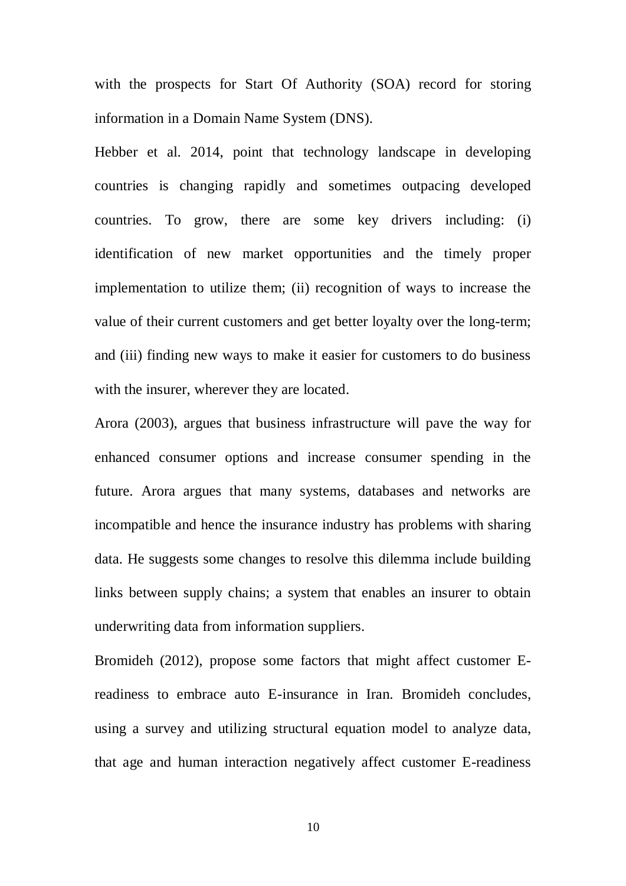with the prospects for Start Of Authority (SOA) record for storing information in a Domain Name System (DNS).

Hebber et al. 2014, point that technology landscape in developing countries is changing rapidly and sometimes outpacing developed countries. To grow, there are some key drivers including: (i) identification of new market opportunities and the timely proper implementation to utilize them; (ii) recognition of ways to increase the value of their current customers and get better loyalty over the long-term; and (iii) finding new ways to make it easier for customers to do business with the insurer, wherever they are located.

Arora (2003), argues that business infrastructure will pave the way for enhanced consumer options and increase consumer spending in the future. Arora argues that many systems, databases and networks are incompatible and hence the insurance industry has problems with sharing data. He suggests some changes to resolve this dilemma include building links between supply chains; a system that enables an insurer to obtain underwriting data from information suppliers.

Bromideh (2012), propose some factors that might affect customer E-readiness to embrace auto E-insurance in Iran. Bromideh concludes, using a survey and utilizing structural equation model to analyze data, that age and human interaction negatively affect customer E-readiness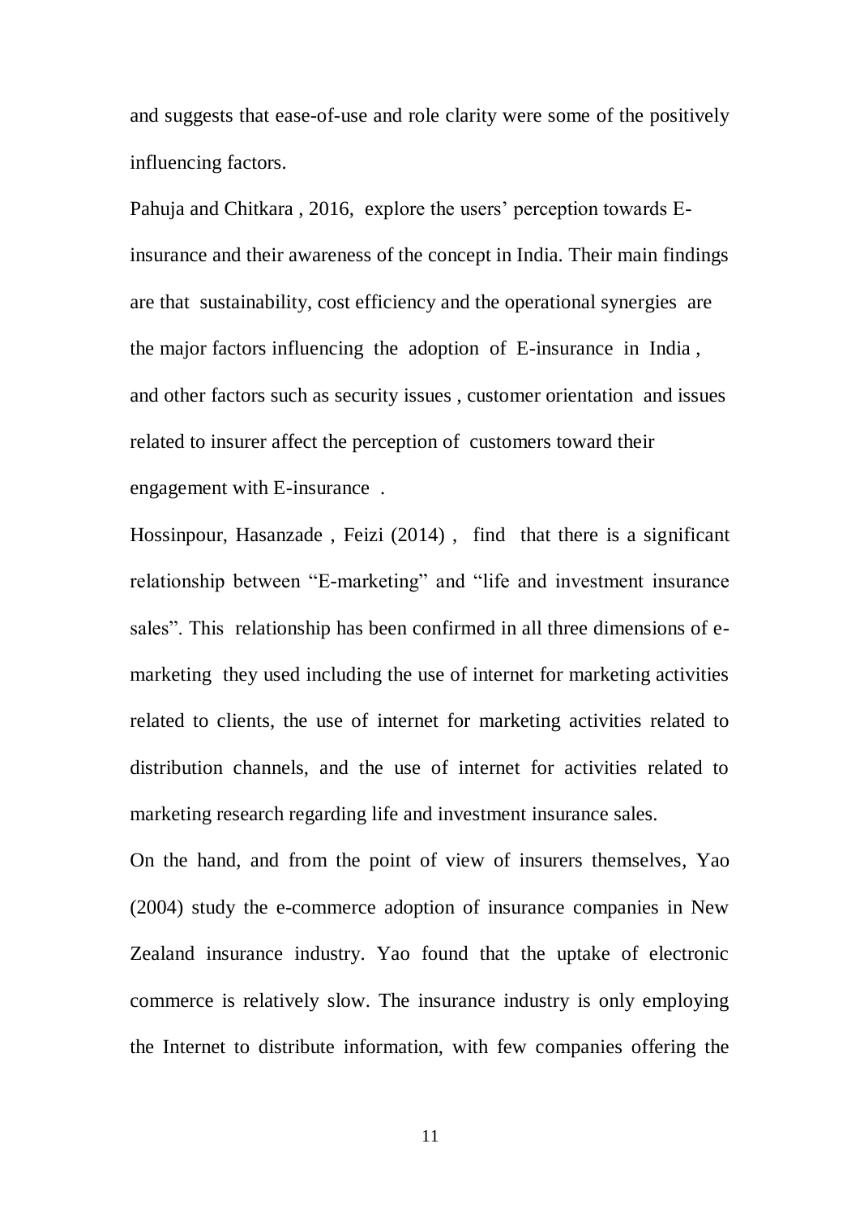and suggests that ease-of-use and role clarity were some of the positively influencing factors.

Pahuja and Chitkara , 2016, explore the users' perception towards E-insurance and their awareness of the concept in India. Their main findings are that sustainability, cost efficiency and the operational synergies are the major factors influencing the adoption of E-insurance in India , and other factors such as security issues , customer orientation and issues related to insurer affect the perception of customers toward their engagement with E-insurance .

Hossinpour, Hasanzade , Feizi (2014) , find that there is a significant relationship between "E-marketing" and "life and investment insurance sales". This relationship has been confirmed in all three dimensions of e-marketing they used including the use of internet for marketing activities related to clients, the use of internet for marketing activities related to distribution channels, and the use of internet for activities related to marketing research regarding life and investment insurance sales.

On the hand, and from the point of view of insurers themselves, Yao (2004) study the e-commerce adoption of insurance companies in New Zealand insurance industry. Yao found that the uptake of electronic commerce is relatively slow. The insurance industry is only employing the Internet to distribute information, with few companies offering the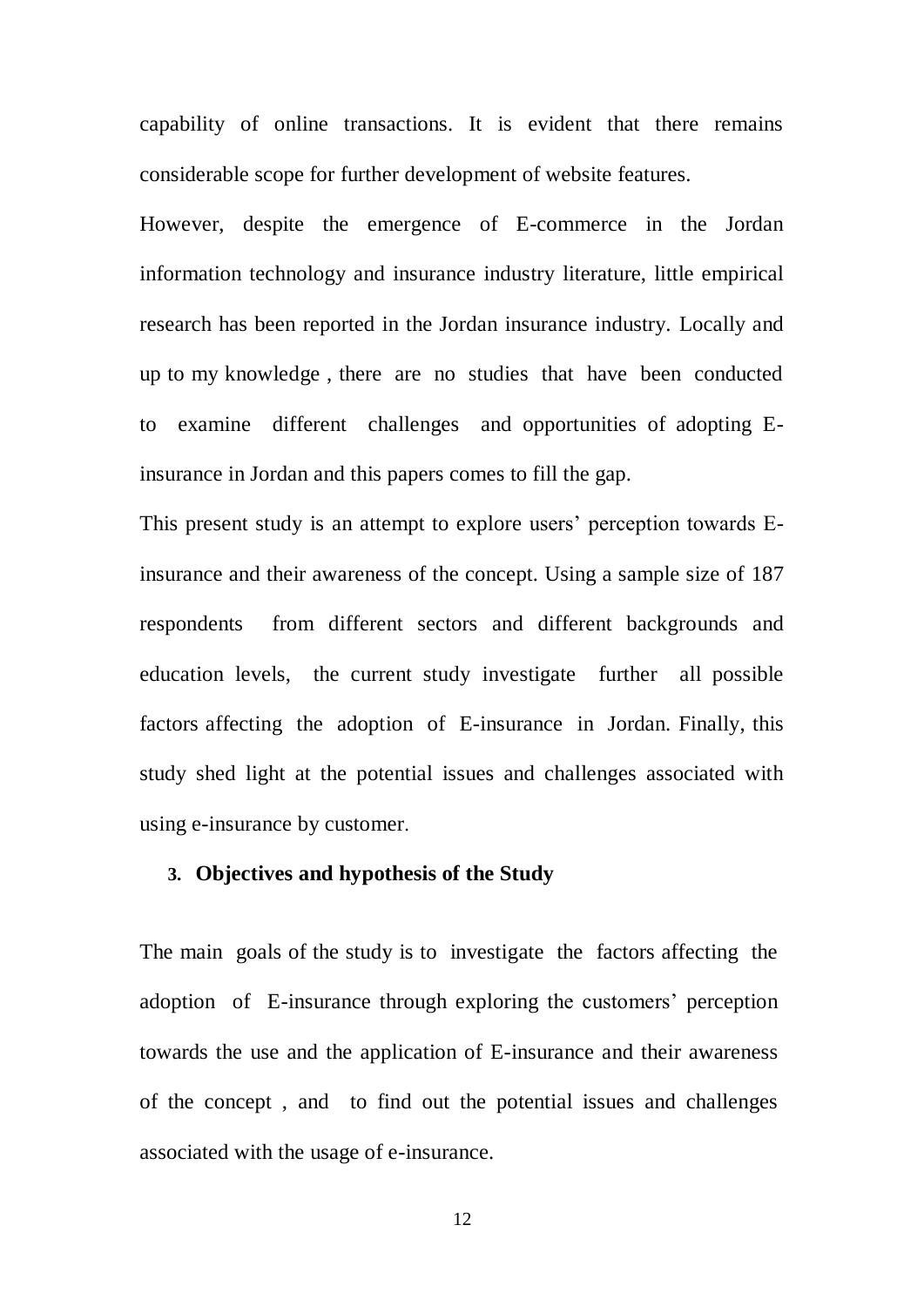capability of online transactions. It is evident that there remains considerable scope for further development of website features.

However, despite the emergence of E-commerce in the Jordan information technology and insurance industry literature, little empirical research has been reported in the Jordan insurance industry. Locally and up to my knowledge , there are no studies that have been conducted to examine different challenges and opportunities of adopting E-insurance in Jordan and this papers comes to fill the gap.

This present study is an attempt to explore users' perception towards E-insurance and their awareness of the concept. Using a sample size of 187 respondents from different sectors and different backgrounds and education levels, the current study investigate further all possible factors affecting the adoption of E-insurance in Jordan. Finally, this study shed light at the potential issues and challenges associated with using e-insurance by customer.

## 3. Objectives and hypothesis of the Study

The main goals of the study is to investigate the factors affecting the adoption of E-insurance through exploring the customers' perception towards the use and the application of E-insurance and their awareness of the concept , and to find out the potential issues and challenges associated with the usage of e-insurance.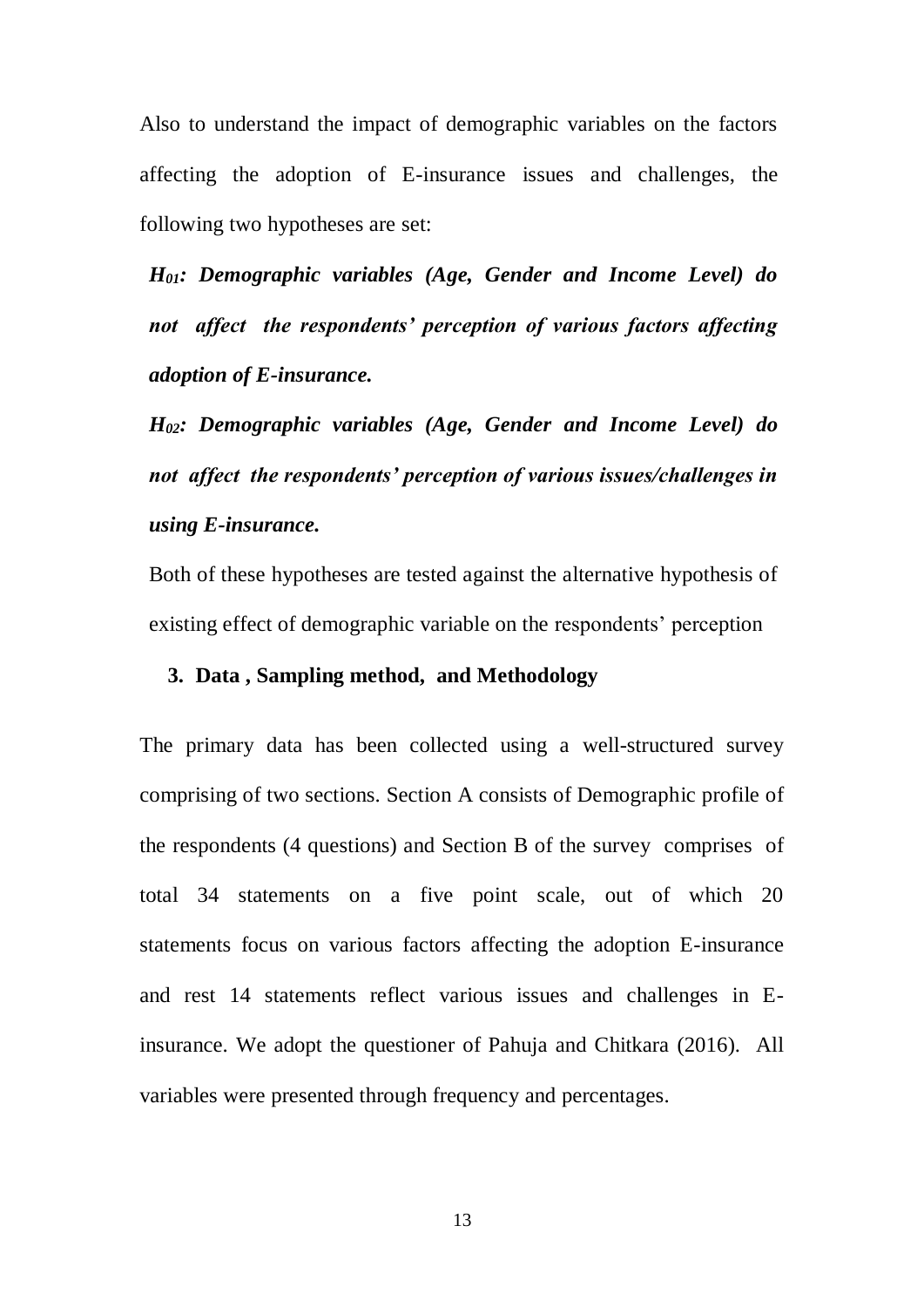Also to understand the impact of demographic variables on the factors affecting the adoption of E-insurance issues and challenges, the following two hypotheses are set:

***$H_{01}$: Demographic variables (Age, Gender and Income Level) do not affect the respondents' perception of various factors affecting adoption of E-insurance.***

***$H_{02}$: Demographic variables (Age, Gender and Income Level) do not affect the respondents' perception of various issues/challenges in using E-insurance.***

Both of these hypotheses are tested against the alternative hypothesis of existing effect of demographic variable on the respondents' perception

## 3. Data , Sampling method, and Methodology

The primary data has been collected using a well-structured survey comprising of two sections. Section A consists of Demographic profile of the respondents (4 questions) and Section B of the survey comprises of total 34 statements on a five point scale, out of which 20 statements focus on various factors affecting the adoption E-insurance and rest 14 statements reflect various issues and challenges in E-insurance. We adopt the questioner of Pahuja and Chitkara (2016). All variables were presented through frequency and percentages.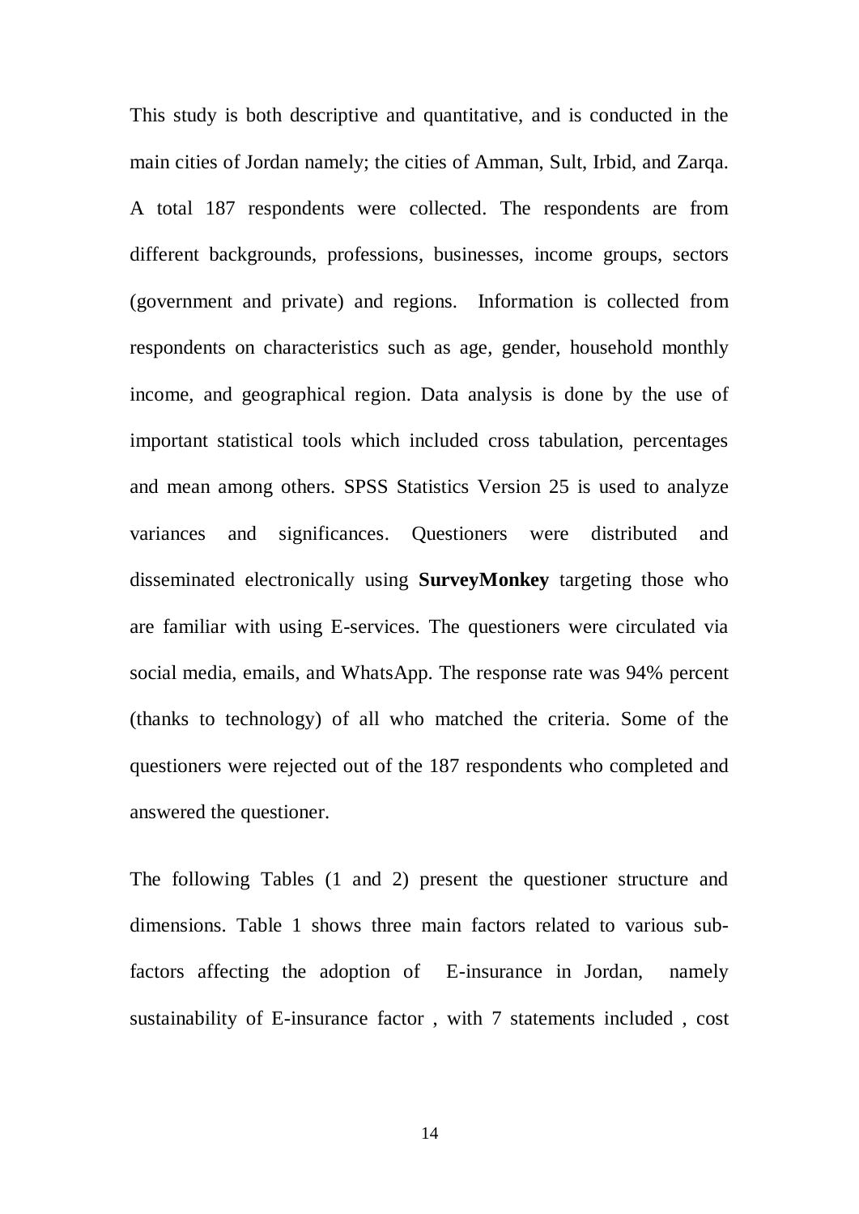This study is both descriptive and quantitative, and is conducted in the main cities of Jordan namely; the cities of Amman, Sult, Irbid, and Zarqa. A total 187 respondents were collected. The respondents are from different backgrounds, professions, businesses, income groups, sectors (government and private) and regions. Information is collected from respondents on characteristics such as age, gender, household monthly income, and geographical region. Data analysis is done by the use of important statistical tools which included cross tabulation, percentages and mean among others. SPSS Statistics Version 25 is used to analyze variances and significances. Questioners were distributed and disseminated electronically using **SurveyMonkey** targeting those who are familiar with using E-services. The questioners were circulated via social media, emails, and WhatsApp. The response rate was 94% percent (thanks to technology) of all who matched the criteria. Some of the questioners were rejected out of the 187 respondents who completed and answered the questioner.

The following Tables (1 and 2) present the questioner structure and dimensions. Table 1 shows three main factors related to various sub-factors affecting the adoption of E-insurance in Jordan, namely sustainability of E-insurance factor , with 7 statements included , cost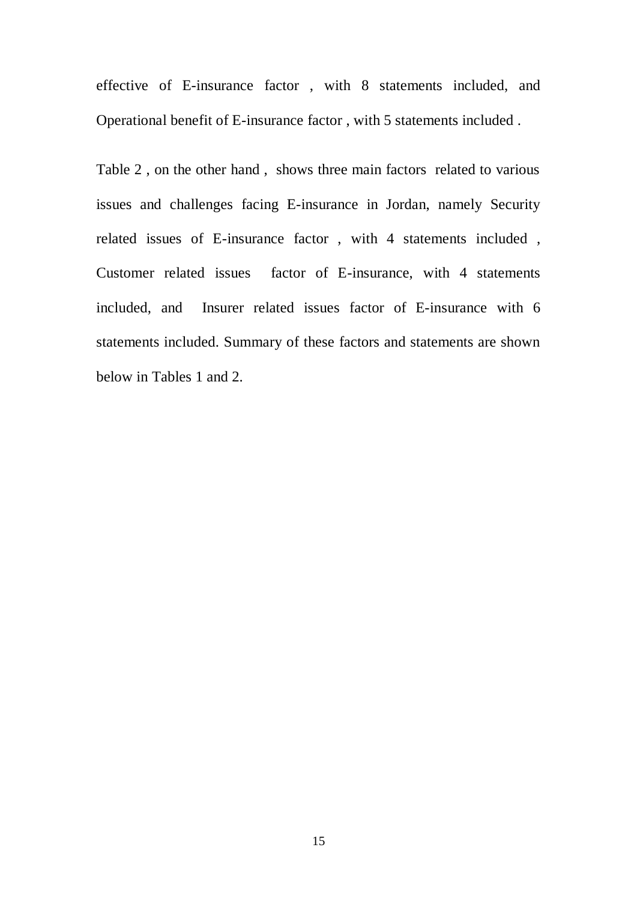effective of E-insurance factor , with 8 statements included, and Operational benefit of E-insurance factor , with 5 statements included .

Table 2 , on the other hand , shows three main factors related to various issues and challenges facing E-insurance in Jordan, namely Security related issues of E-insurance factor , with 4 statements included , Customer related issues factor of E-insurance, with 4 statements included, and Insurer related issues factor of E-insurance with 6 statements included. Summary of these factors and statements are shown below in Tables 1 and 2.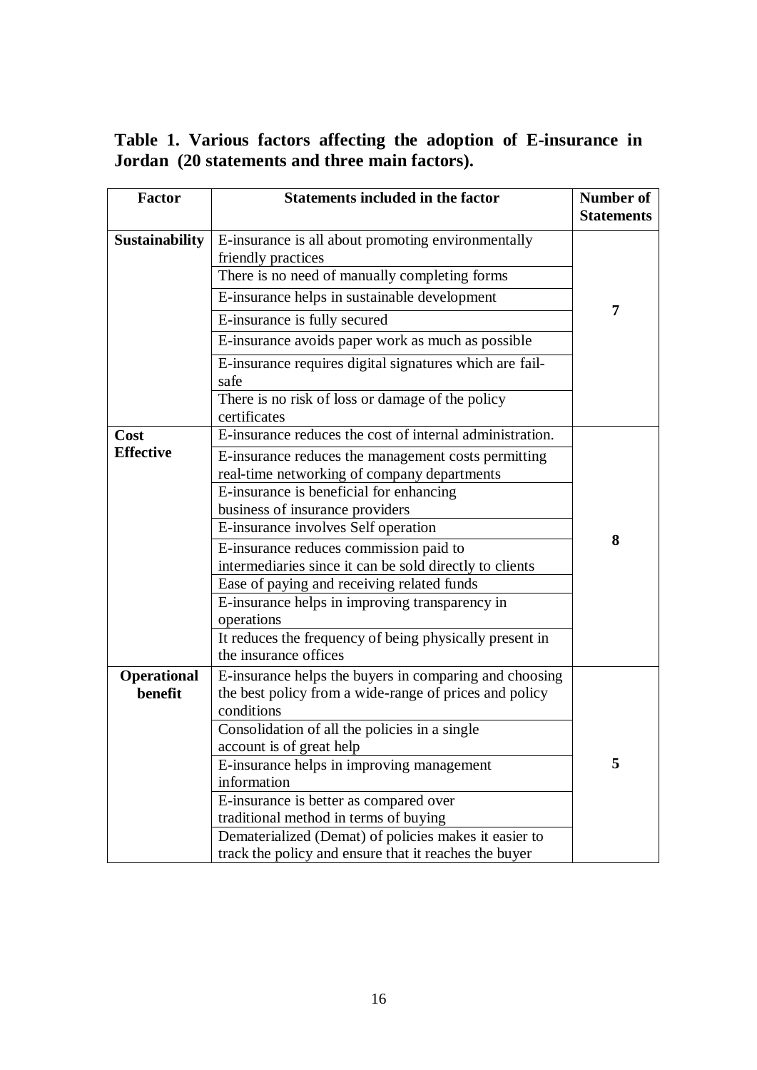**Table 1. Various factors affecting the adoption of E-insurance in Jordan (20 statements and three main factors).**

| Factor | Statements included in the factor | Number of Statements |
|---|---|---|
| **Sustainability** | E-insurance is all about promoting environmentally friendly practices | **7** |
| | There is no need of manually completing forms | |
| | E-insurance helps in sustainable development | |
| | E-insurance is fully secured | |
| | E-insurance avoids paper work as much as possible | |
| | E-insurance requires digital signatures which are fail-safe | |
| | There is no risk of loss or damage of the policy certificates | |
| **Cost Effective** | E-insurance reduces the cost of internal administration. | **8** |
| | E-insurance reduces the management costs permitting real-time networking of company departments | |
| | E-insurance is beneficial for enhancing business of insurance providers | |
| | E-insurance involves Self operation | |
| | E-insurance reduces commission paid to intermediaries since it can be sold directly to clients | |
| | Ease of paying and receiving related funds | |
| | E-insurance helps in improving transparency in operations | |
| | It reduces the frequency of being physically present in the insurance offices | |
| **Operational benefit** | E-insurance helps the buyers in comparing and choosing the best policy from a wide-range of prices and policy conditions | **5** |
| | Consolidation of all the policies in a single account is of great help | |
| | E-insurance helps in improving management information | |
| | E-insurance is better as compared over traditional method in terms of buying | |
| | Dematerialized (Demat) of policies makes it easier to track the policy and ensure that it reaches the buyer | |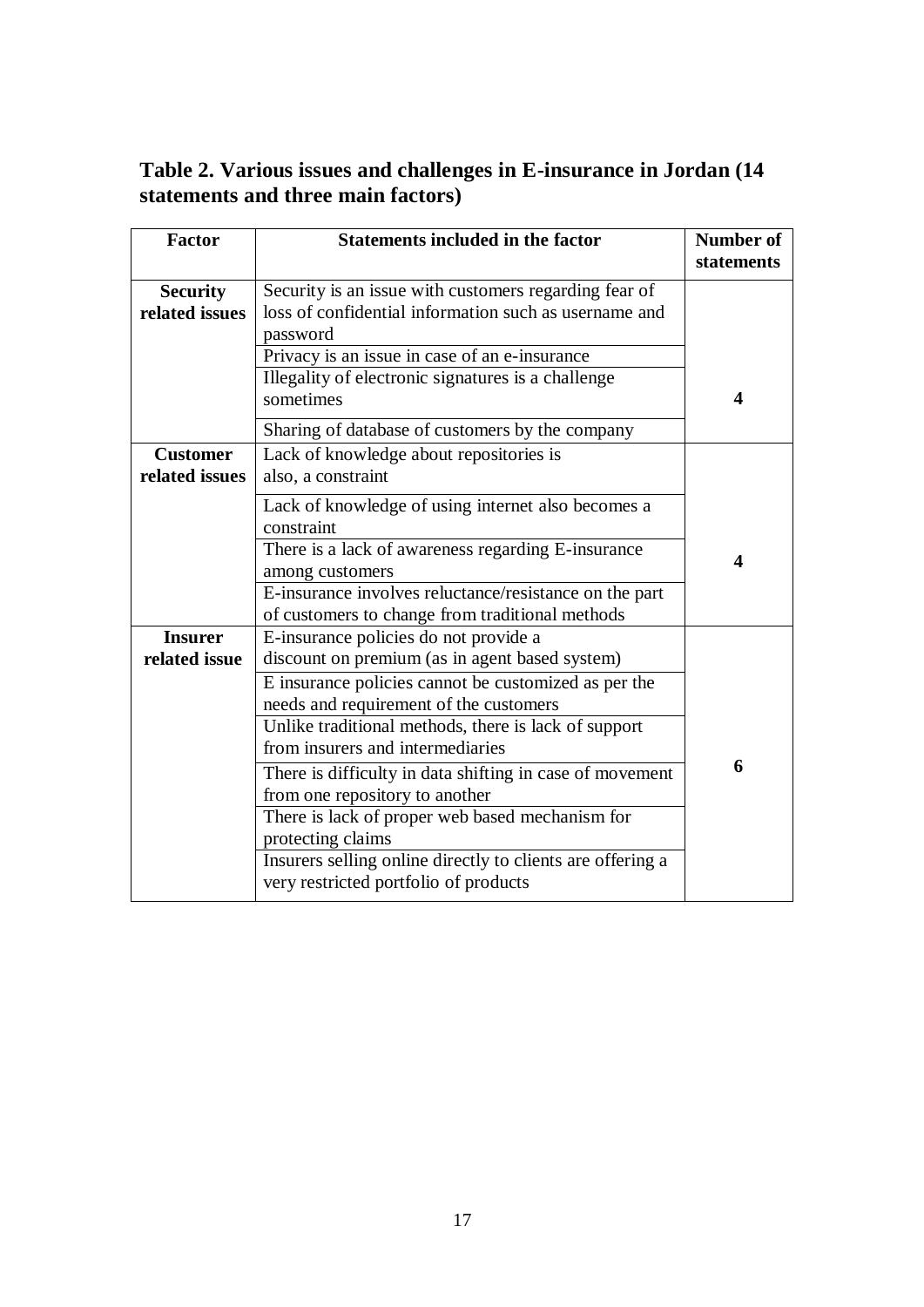**Table 2. Various issues and challenges in E-insurance in Jordan (14 statements and three main factors)**

| Factor | Statements included in the factor | Number of statements |
|---|---|---|
| **Security related issues** | Security is an issue with customers regarding fear of loss of confidential information such as username and password | **4** |
| | Privacy is an issue in case of an e-insurance | |
| | Illegality of electronic signatures is a challenge sometimes | |
| | Sharing of database of customers by the company | |
| **Customer related issues** | Lack of knowledge about repositories is also, a constraint | **4** |
| | Lack of knowledge of using internet also becomes a constraint | |
| | There is a lack of awareness regarding E-insurance among customers | |
| | E-insurance involves reluctance/resistance on the part of customers to change from traditional methods | |
| **Insurer related issue** | E-insurance policies do not provide a discount on premium (as in agent based system) | **6** |
| | E insurance policies cannot be customized as per the needs and requirement of the customers | |
| | Unlike traditional methods, there is lack of support from insurers and intermediaries | |
| | There is difficulty in data shifting in case of movement from one repository to another | |
| | There is lack of proper web based mechanism for protecting claims | |
| | Insurers selling online directly to clients are offering a very restricted portfolio of products | |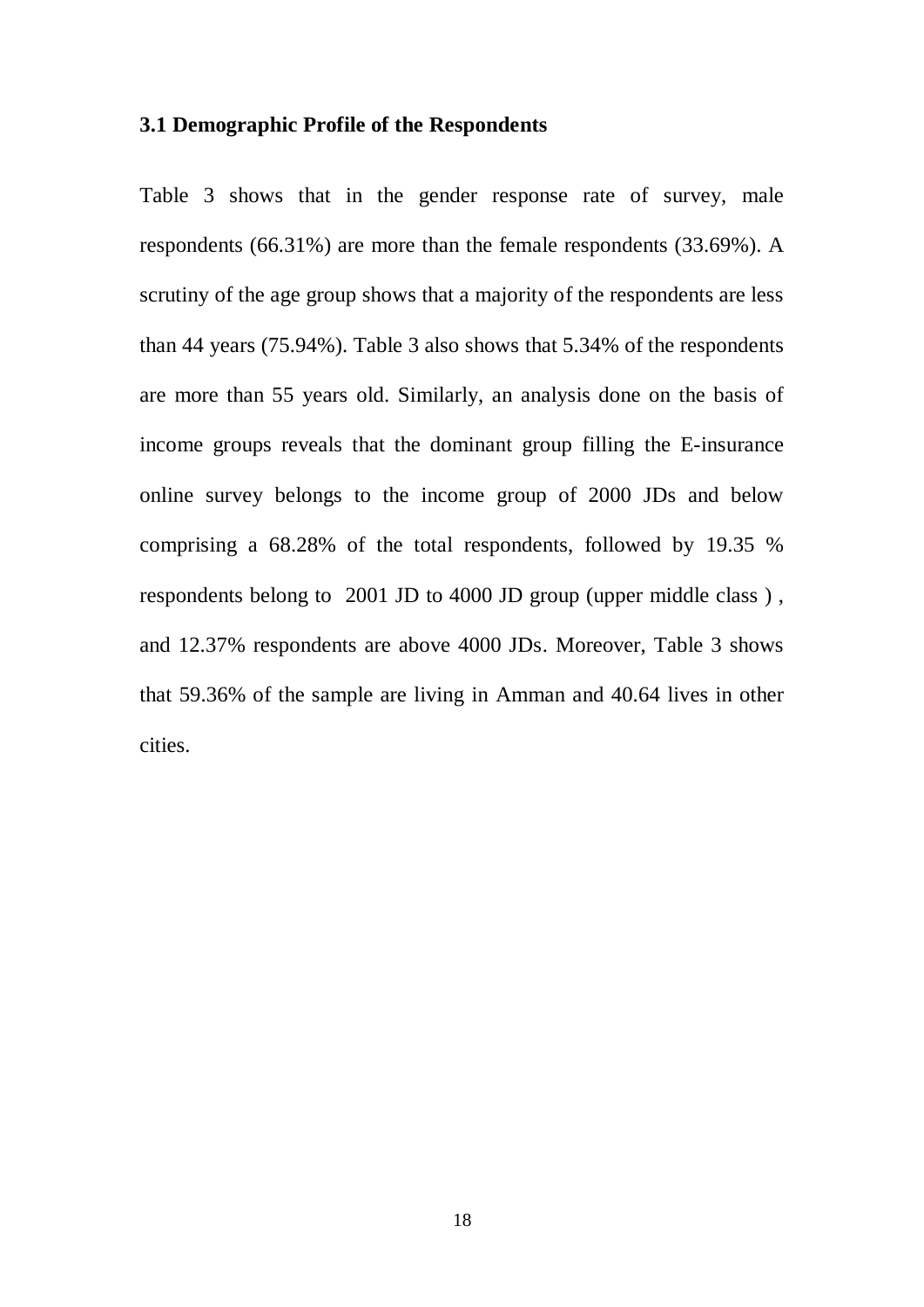### 3.1 Demographic Profile of the Respondents

Table 3 shows that in the gender response rate of survey, male respondents (66.31%) are more than the female respondents (33.69%). A scrutiny of the age group shows that a majority of the respondents are less than 44 years (75.94%). Table 3 also shows that 5.34% of the respondents are more than 55 years old. Similarly, an analysis done on the basis of income groups reveals that the dominant group filling the E-insurance online survey belongs to the income group of 2000 JDs and below comprising a 68.28% of the total respondents, followed by 19.35 % respondents belong to 2001 JD to 4000 JD group (upper middle class ) , and 12.37% respondents are above 4000 JDs. Moreover, Table 3 shows that 59.36% of the sample are living in Amman and 40.64 lives in other cities.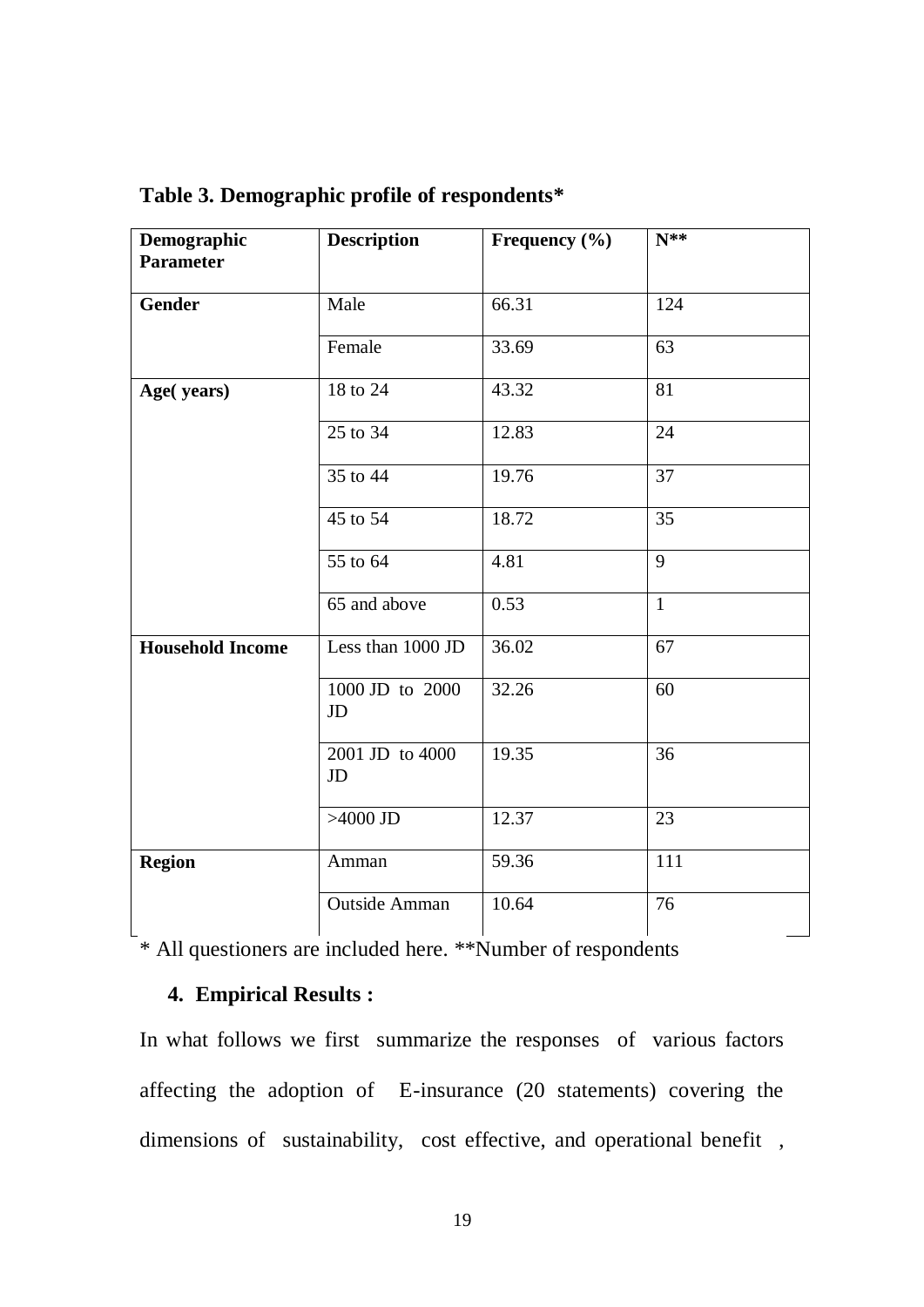**Table 3. Demographic profile of respondents***

| Demographic Parameter | Description | Frequency (%) | N** |
|---|---|---|---|
| **Gender** | Male | 66.31 | 124 |
| | Female | 33.69 | 63 |
| **Age( years)** | 18 to 24 | 43.32 | 81 |
| | 25 to 34 | 12.83 | 24 |
| | 35 to 44 | 19.76 | 37 |
| | 45 to 54 | 18.72 | 35 |
| | 55 to 64 | 4.81 | 9 |
| | 65 and above | 0.53 | 1 |
| **Household Income** | Less than 1000 JD | 36.02 | 67 |
| | 1000 JD to 2000 JD | 32.26 | 60 |
| | 2001 JD to 4000 JD | 19.35 | 36 |
| | >4000 JD | 12.37 | 23 |
| **Region** | Amman | 59.36 | 111 |
| | Outside Amman | 10.64 | 76 |

* All questioners are included here. **Number of respondents

## 4. Empirical Results :

In what follows we first summarize the responses of various factors affecting the adoption of E-insurance (20 statements) covering the dimensions of sustainability, cost effective, and operational benefit ,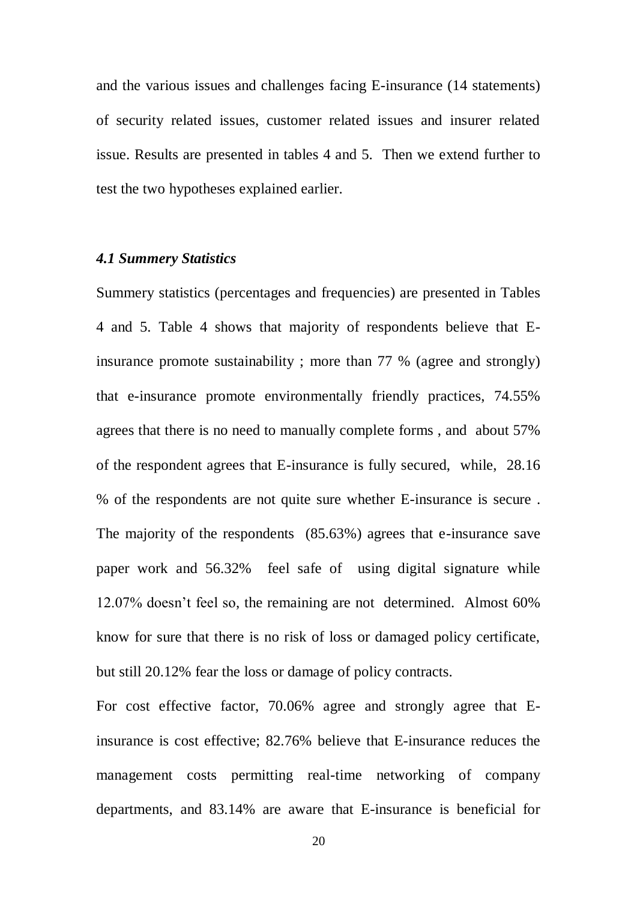and the various issues and challenges facing E-insurance (14 statements) of security related issues, customer related issues and insurer related issue. Results are presented in tables 4 and 5. Then we extend further to test the two hypotheses explained earlier.

### *4.1 Summery Statistics*

Summery statistics (percentages and frequencies) are presented in Tables 4 and 5. Table 4 shows that majority of respondents believe that E-insurance promote sustainability ; more than 77 % (agree and strongly) that e-insurance promote environmentally friendly practices, 74.55% agrees that there is no need to manually complete forms , and about 57% of the respondent agrees that E-insurance is fully secured, while, 28.16 % of the respondents are not quite sure whether E-insurance is secure . The majority of the respondents (85.63%) agrees that e-insurance save paper work and 56.32% feel safe of using digital signature while 12.07% doesn't feel so, the remaining are not determined. Almost 60% know for sure that there is no risk of loss or damaged policy certificate, but still 20.12% fear the loss or damage of policy contracts.

For cost effective factor, 70.06% agree and strongly agree that E-insurance is cost effective; 82.76% believe that E-insurance reduces the management costs permitting real-time networking of company departments, and 83.14% are aware that E-insurance is beneficial for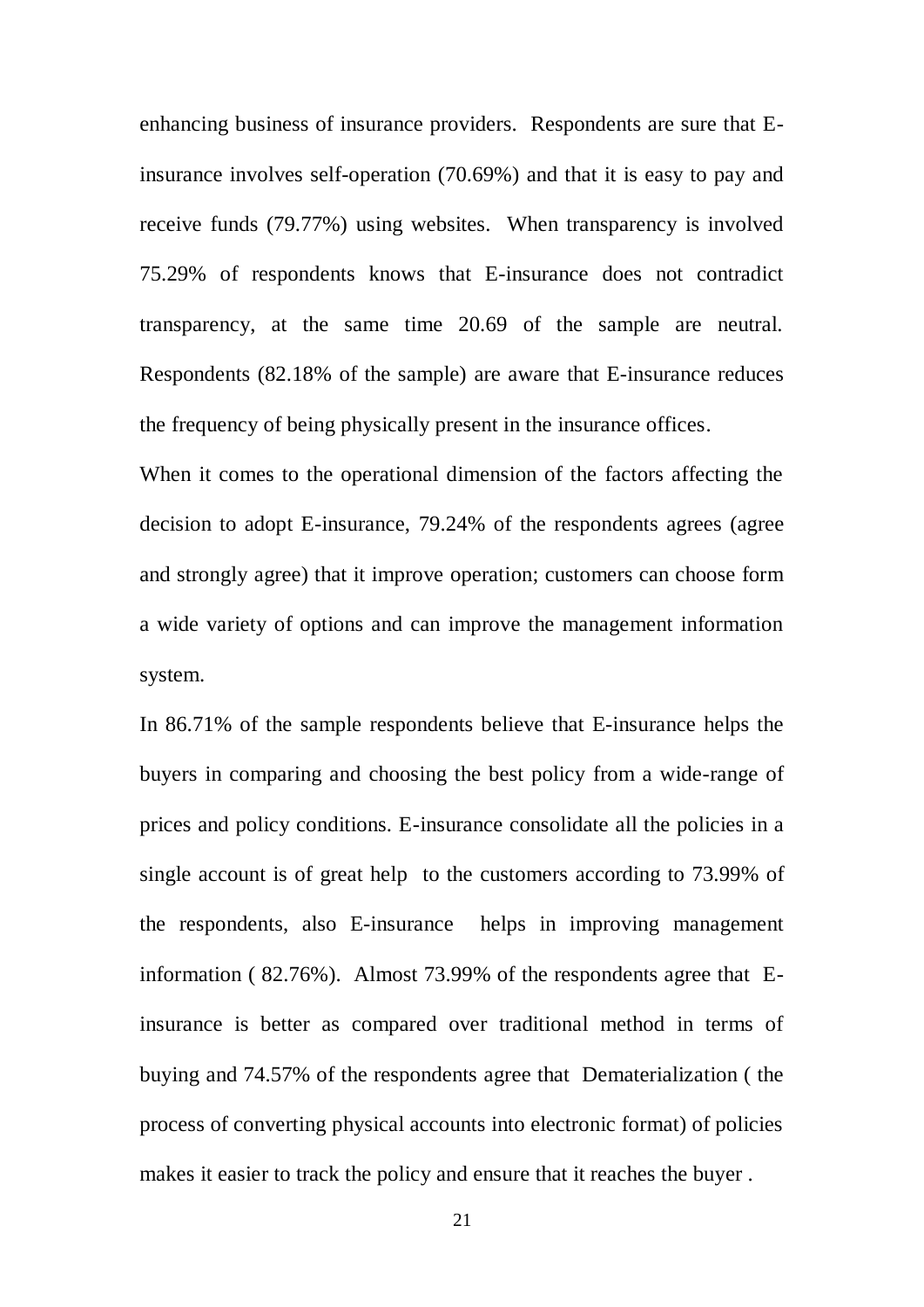enhancing business of insurance providers. Respondents are sure that E-insurance involves self-operation (70.69%) and that it is easy to pay and receive funds (79.77%) using websites. When transparency is involved 75.29% of respondents knows that E-insurance does not contradict transparency, at the same time 20.69 of the sample are neutral. Respondents (82.18% of the sample) are aware that E-insurance reduces the frequency of being physically present in the insurance offices.

When it comes to the operational dimension of the factors affecting the decision to adopt E-insurance, 79.24% of the respondents agrees (agree and strongly agree) that it improve operation; customers can choose form a wide variety of options and can improve the management information system.

In 86.71% of the sample respondents believe that E-insurance helps the buyers in comparing and choosing the best policy from a wide-range of prices and policy conditions. E-insurance consolidate all the policies in a single account is of great help to the customers according to 73.99% of the respondents, also E-insurance helps in improving management information ( 82.76%). Almost 73.99% of the respondents agree that E-insurance is better as compared over traditional method in terms of buying and 74.57% of the respondents agree that Dematerialization ( the process of converting physical accounts into electronic format) of policies makes it easier to track the policy and ensure that it reaches the buyer .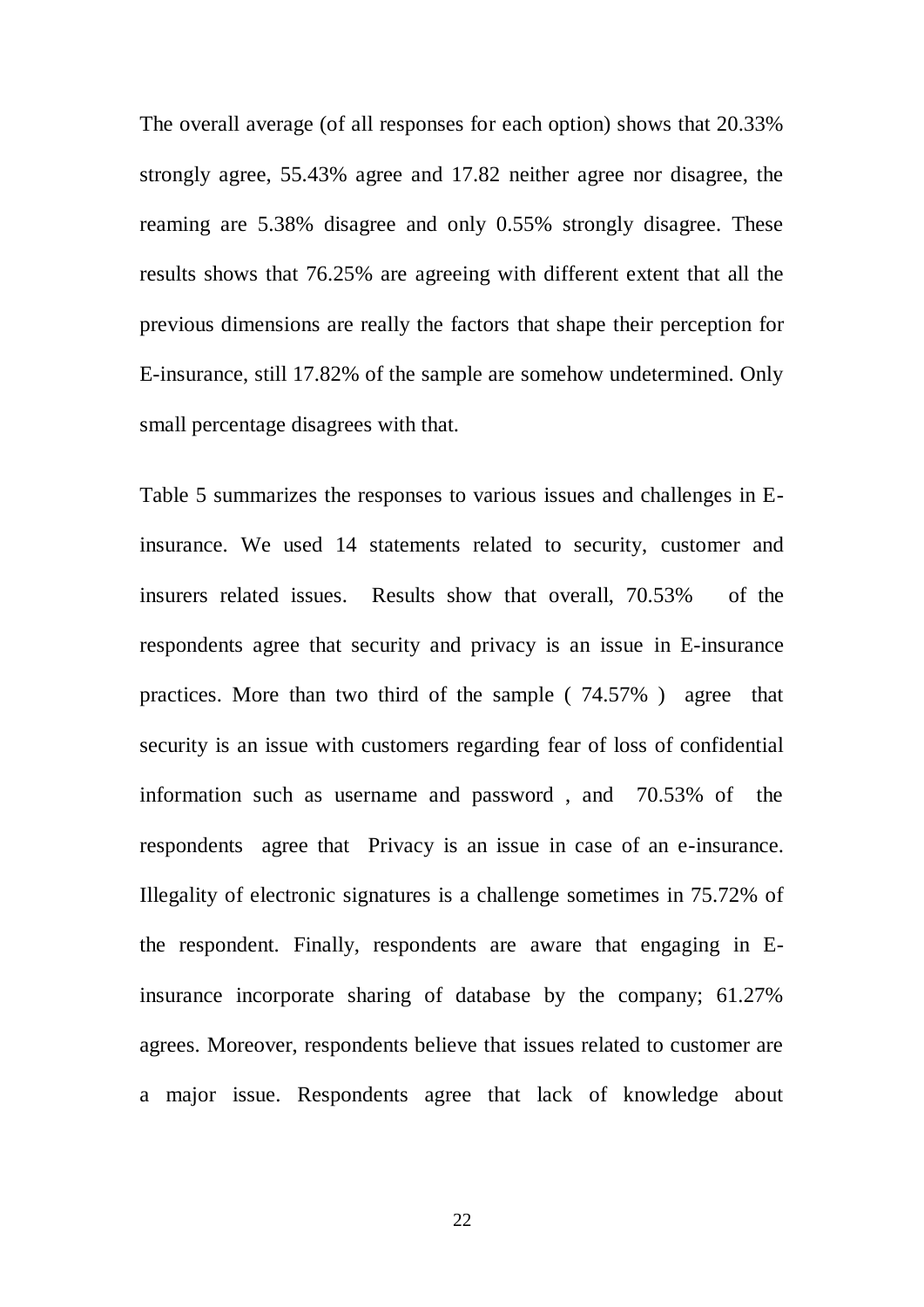The overall average (of all responses for each option) shows that 20.33% strongly agree, 55.43% agree and 17.82 neither agree nor disagree, the reaming are 5.38% disagree and only 0.55% strongly disagree. These results shows that 76.25% are agreeing with different extent that all the previous dimensions are really the factors that shape their perception for E-insurance, still 17.82% of the sample are somehow undetermined. Only small percentage disagrees with that.

Table 5 summarizes the responses to various issues and challenges in E-insurance. We used 14 statements related to security, customer and insurers related issues. Results show that overall, 70.53% of the respondents agree that security and privacy is an issue in E-insurance practices. More than two third of the sample ( 74.57% ) agree that security is an issue with customers regarding fear of loss of confidential information such as username and password , and 70.53% of the respondents agree that Privacy is an issue in case of an e-insurance. Illegality of electronic signatures is a challenge sometimes in 75.72% of the respondent. Finally, respondents are aware that engaging in E-insurance incorporate sharing of database by the company; 61.27% agrees. Moreover, respondents believe that issues related to customer are a major issue. Respondents agree that lack of knowledge about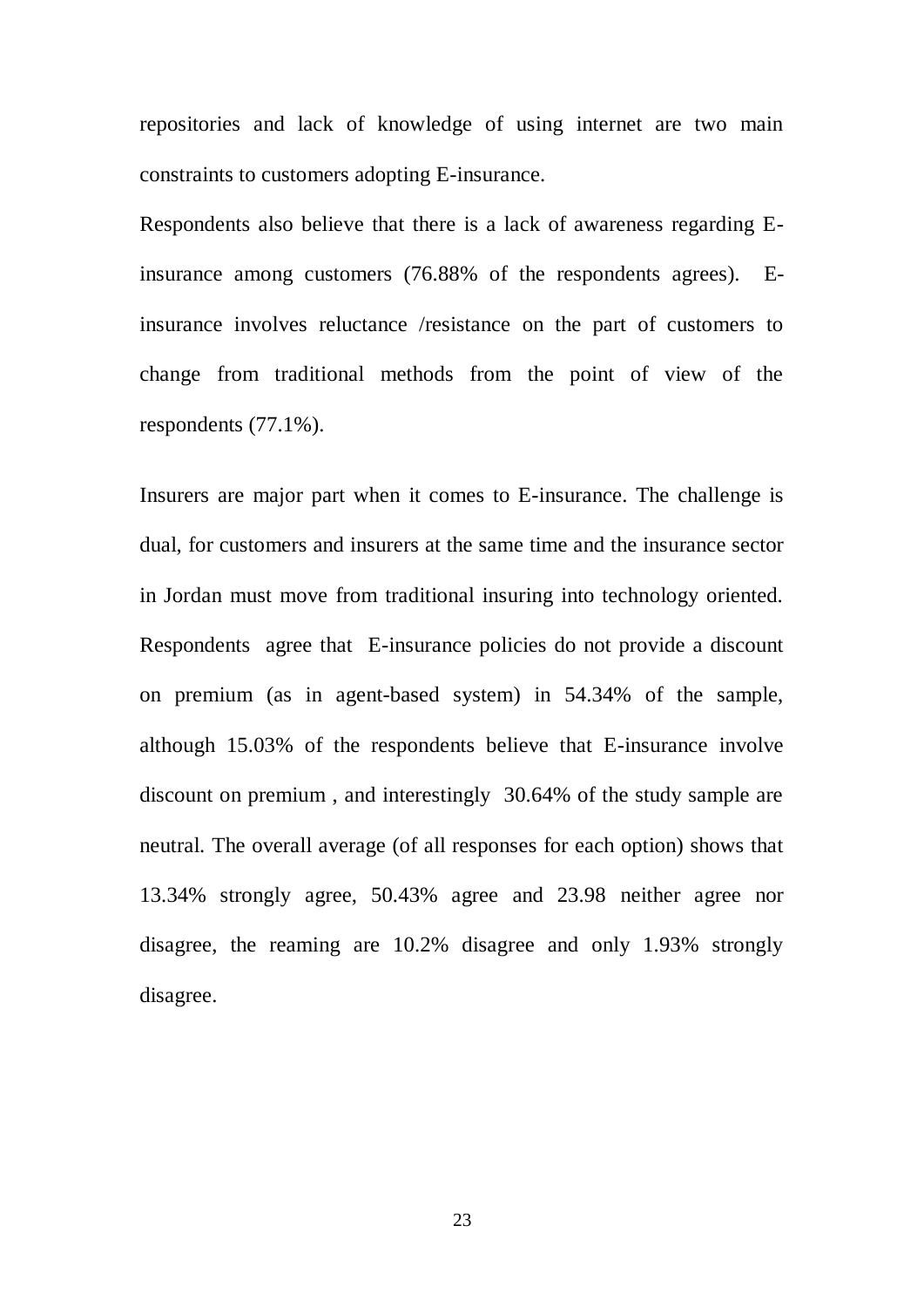repositories and lack of knowledge of using internet are two main constraints to customers adopting E-insurance.

Respondents also believe that there is a lack of awareness regarding E-insurance among customers (76.88% of the respondents agrees). E-insurance involves reluctance /resistance on the part of customers to change from traditional methods from the point of view of the respondents (77.1%).

Insurers are major part when it comes to E-insurance. The challenge is dual, for customers and insurers at the same time and the insurance sector in Jordan must move from traditional insuring into technology oriented. Respondents agree that E-insurance policies do not provide a discount on premium (as in agent-based system) in 54.34% of the sample, although 15.03% of the respondents believe that E-insurance involve discount on premium , and interestingly 30.64% of the study sample are neutral. The overall average (of all responses for each option) shows that 13.34% strongly agree, 50.43% agree and 23.98 neither agree nor disagree, the reaming are 10.2% disagree and only 1.93% strongly disagree.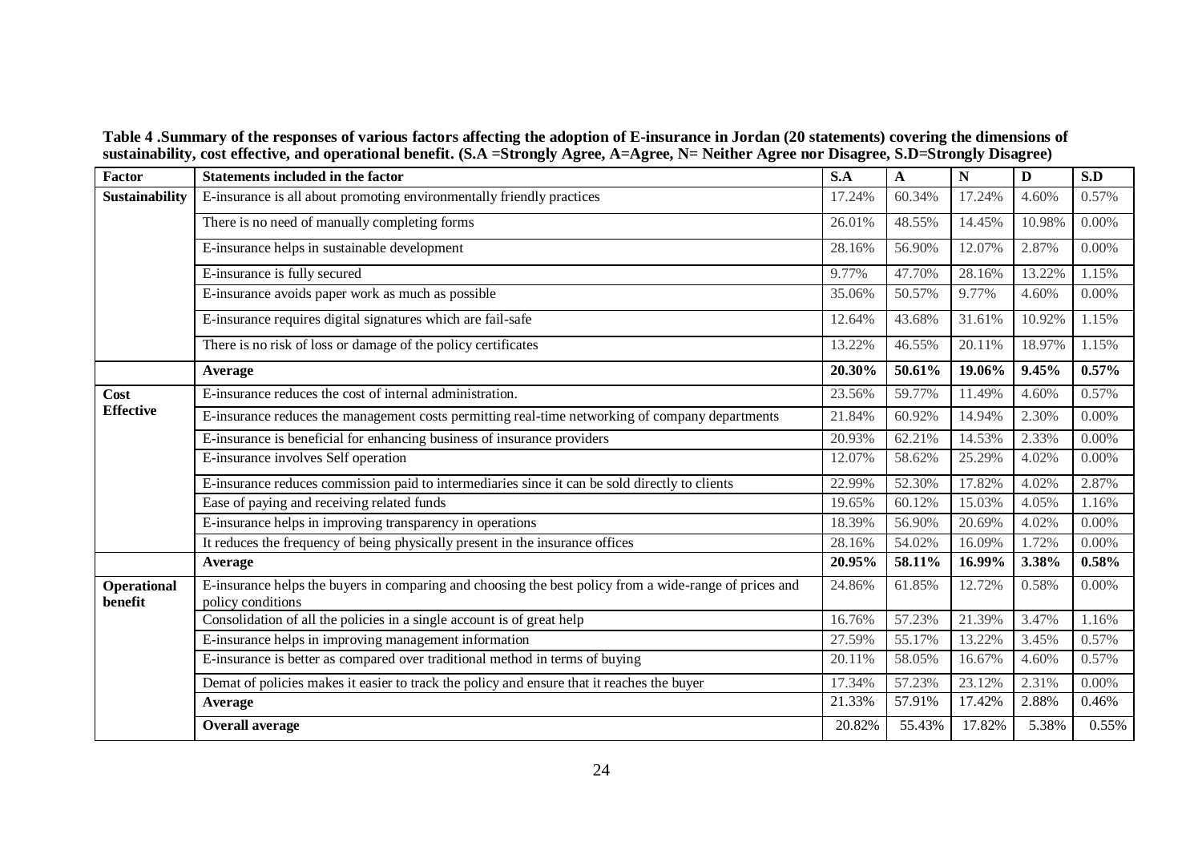**Table 4 .Summary of the responses of various factors affecting the adoption of E-insurance in Jordan (20 statements) covering the dimensions of sustainability, cost effective, and operational benefit. (S.A =Strongly Agree, A=Agree, N= Neither Agree nor Disagree, S.D=Strongly Disagree)**

| Factor | Statements included in the factor | S.A | A | N | D | S.D |
|---|---|---|---|---|---|---|
| **Sustainability** | E-insurance is all about promoting environmentally friendly practices | 17.24% | 60.34% | 17.24% | 4.60% | 0.57% |
| | There is no need of manually completing forms | 26.01% | 48.55% | 14.45% | 10.98% | 0.00% |
| | E-insurance helps in sustainable development | 28.16% | 56.90% | 12.07% | 2.87% | 0.00% |
| | E-insurance is fully secured | 9.77% | 47.70% | 28.16% | 13.22% | 1.15% |
| | E-insurance avoids paper work as much as possible | 35.06% | 50.57% | 9.77% | 4.60% | 0.00% |
| | E-insurance requires digital signatures which are fail-safe | 12.64% | 43.68% | 31.61% | 10.92% | 1.15% |
| | There is no risk of loss or damage of the policy certificates | 13.22% | 46.55% | 20.11% | 18.97% | 1.15% |
| | **Average** | **20.30%** | **50.61%** | **19.06%** | **9.45%** | **0.57%** |
| **Cost Effective** | E-insurance reduces the cost of internal administration. | 23.56% | 59.77% | 11.49% | 4.60% | 0.57% |
| | E-insurance reduces the management costs permitting real-time networking of company departments | 21.84% | 60.92% | 14.94% | 2.30% | 0.00% |
| | E-insurance is beneficial for enhancing business of insurance providers | 20.93% | 62.21% | 14.53% | 2.33% | 0.00% |
| | E-insurance involves Self operation | 12.07% | 58.62% | 25.29% | 4.02% | 0.00% |
| | E-insurance reduces commission paid to intermediaries since it can be sold directly to clients | 22.99% | 52.30% | 17.82% | 4.02% | 2.87% |
| | Ease of paying and receiving related funds | 19.65% | 60.12% | 15.03% | 4.05% | 1.16% |
| | E-insurance helps in improving transparency in operations | 18.39% | 56.90% | 20.69% | 4.02% | 0.00% |
| | It reduces the frequency of being physically present in the insurance offices | 28.16% | 54.02% | 16.09% | 1.72% | 0.00% |
| | **Average** | **20.95%** | **58.11%** | **16.99%** | **3.38%** | **0.58%** |
| **Operational benefit** | E-insurance helps the buyers in comparing and choosing the best policy from a wide-range of prices and policy conditions | 24.86% | 61.85% | 12.72% | 0.58% | 0.00% |
| | Consolidation of all the policies in a single account is of great help | 16.76% | 57.23% | 21.39% | 3.47% | 1.16% |
| | E-insurance helps in improving management information | 27.59% | 55.17% | 13.22% | 3.45% | 0.57% |
| | E-insurance is better as compared over traditional method in terms of buying | 20.11% | 58.05% | 16.67% | 4.60% | 0.57% |
| | Demat of policies makes it easier to track the policy and ensure that it reaches the buyer | 17.34% | 57.23% | 23.12% | 2.31% | 0.00% |
| | **Average** | 21.33% | 57.91% | 17.42% | 2.88% | 0.46% |
| | **Overall average** | 20.82% | 55.43% | 17.82% | 5.38% | 0.55% |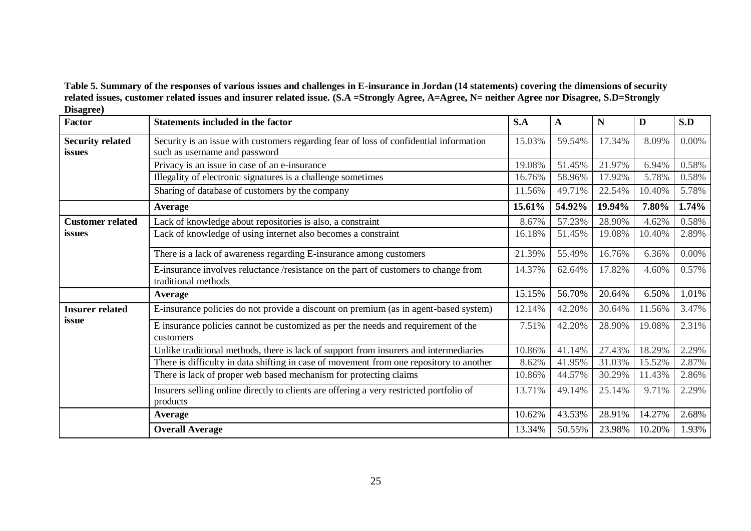**Table 5. Summary of the responses of various issues and challenges in E-insurance in Jordan (14 statements) covering the dimensions of security related issues, customer related issues and insurer related issue. (S.A =Strongly Agree, A=Agree, N= neither Agree nor Disagree, S.D=Strongly Disagree)**

| Factor | Statements included in the factor | S.A | A | N | D | S.D |
|---|---|---|---|---|---|---|
| **Security related issues** | Security is an issue with customers regarding fear of loss of confidential information such as username and password | 15.03% | 59.54% | 17.34% | 8.09% | 0.00% |
| | Privacy is an issue in case of an e-insurance | 19.08% | 51.45% | 21.97% | 6.94% | 0.58% |
| | Illegality of electronic signatures is a challenge sometimes | 16.76% | 58.96% | 17.92% | 5.78% | 0.58% |
| | Sharing of database of customers by the company | 11.56% | 49.71% | 22.54% | 10.40% | 5.78% |
| | **Average** | **15.61%** | **54.92%** | **19.94%** | **7.80%** | **1.74%** |
| **Customer related issues** | Lack of knowledge about repositories is also, a constraint | 8.67% | 57.23% | 28.90% | 4.62% | 0.58% |
| | Lack of knowledge of using internet also becomes a constraint | 16.18% | 51.45% | 19.08% | 10.40% | 2.89% |
| | There is a lack of awareness regarding E-insurance among customers | 21.39% | 55.49% | 16.76% | 6.36% | 0.00% |
| | E-insurance involves reluctance /resistance on the part of customers to change from traditional methods | 14.37% | 62.64% | 17.82% | 4.60% | 0.57% |
| | **Average** | 15.15% | 56.70% | 20.64% | 6.50% | 1.01% |
| **Insurer related issue** | E-insurance policies do not provide a discount on premium (as in agent-based system) | 12.14% | 42.20% | 30.64% | 11.56% | 3.47% |
| | E insurance policies cannot be customized as per the needs and requirement of the customers | 7.51% | 42.20% | 28.90% | 19.08% | 2.31% |
| | Unlike traditional methods, there is lack of support from insurers and intermediaries | 10.86% | 41.14% | 27.43% | 18.29% | 2.29% |
| | There is difficulty in data shifting in case of movement from one repository to another | 8.62% | 41.95% | 31.03% | 15.52% | 2.87% |
| | There is lack of proper web based mechanism for protecting claims | 10.86% | 44.57% | 30.29% | 11.43% | 2.86% |
| | Insurers selling online directly to clients are offering a very restricted portfolio of products | 13.71% | 49.14% | 25.14% | 9.71% | 2.29% |
| | **Average** | 10.62% | 43.53% | 28.91% | 14.27% | 2.68% |
| | **Overall Average** | 13.34% | 50.55% | 23.98% | 10.20% | 1.93% |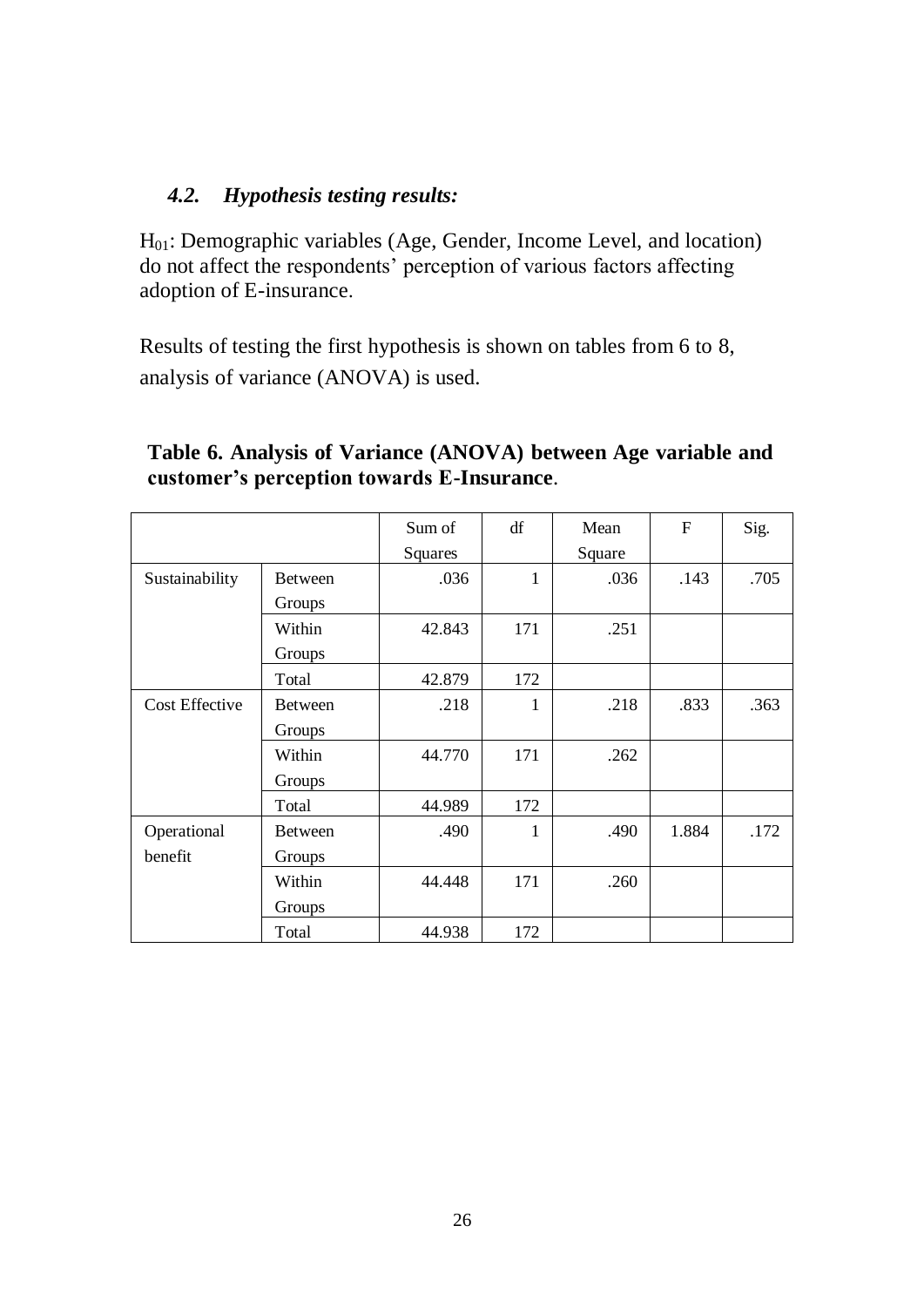### *4.2. Hypothesis testing results:*

$H_{01}$: Demographic variables (Age, Gender, Income Level, and location) do not affect the respondents' perception of various factors affecting adoption of E-insurance.

Results of testing the first hypothesis is shown on tables from 6 to 8, analysis of variance (ANOVA) is used.

**Table 6. Analysis of Variance (ANOVA) between Age variable and customer's perception towards E-Insurance**.

| | | Sum of Squares | df | Mean Square | F | Sig. |
|---|---|---|---|---|---|---|
| Sustainability | Between Groups | .036 | 1 | .036 | .143 | .705 |
| | Within Groups | 42.843 | 171 | .251 | | |
| | Total | 42.879 | 172 | | | |
| Cost Effective | Between Groups | .218 | 1 | .218 | .833 | .363 |
| | Within Groups | 44.770 | 171 | .262 | | |
| | Total | 44.989 | 172 | | | |
| Operational benefit | Between Groups | .490 | 1 | .490 | 1.884 | .172 |
| | Within Groups | 44.448 | 171 | .260 | | |
| | Total | 44.938 | 172 | | | |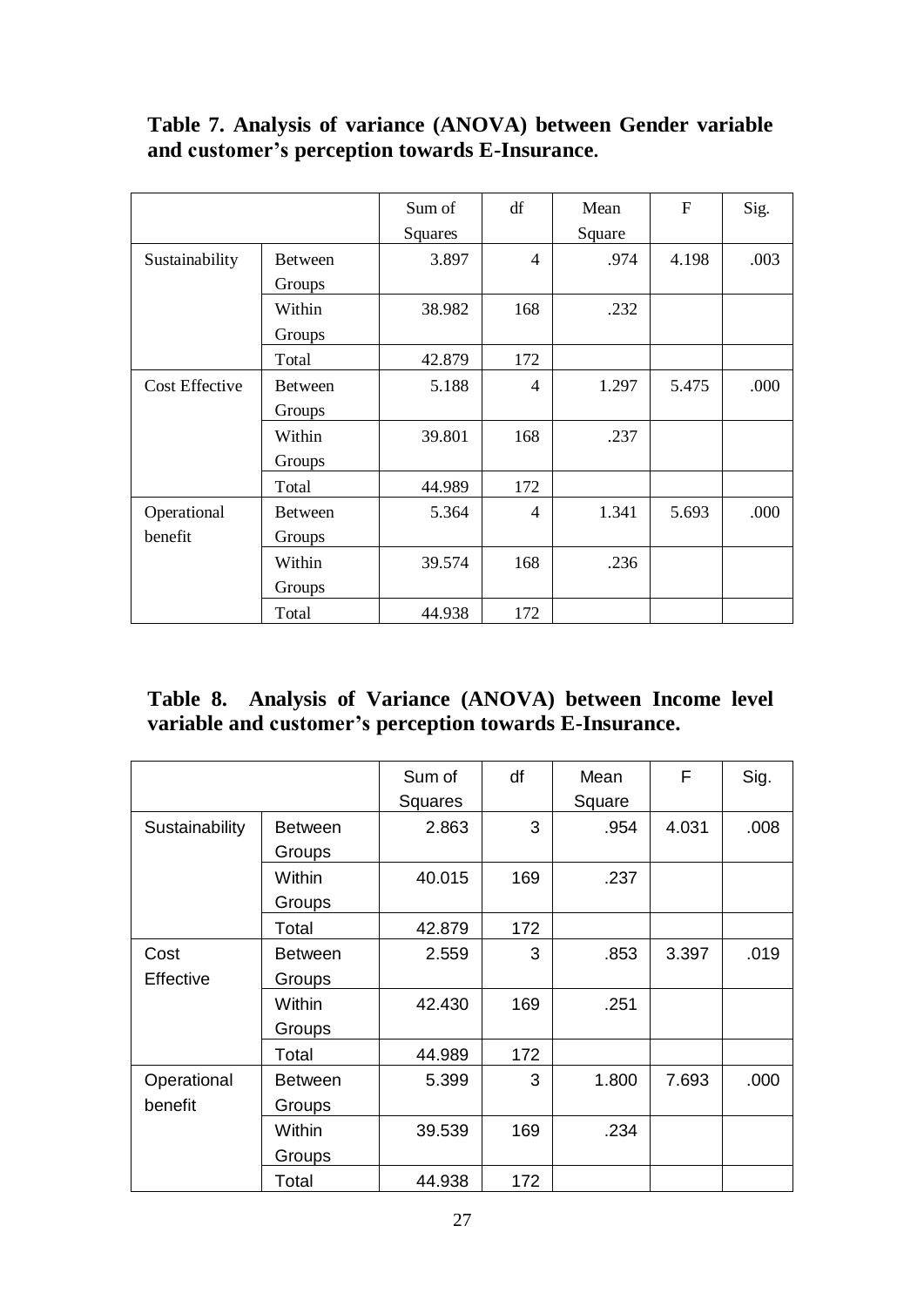**Table 7. Analysis of variance (ANOVA) between Gender variable and customer's perception towards E-Insurance.**

| | | Sum of Squares | df | Mean Square | F | Sig. |
|---|---|---|---|---|---|---|
| Sustainability | Between Groups | 3.897 | 4 | .974 | 4.198 | .003 |
| | Within Groups | 38.982 | 168 | .232 | | |
| | Total | 42.879 | 172 | | | |
| Cost Effective | Between Groups | 5.188 | 4 | 1.297 | 5.475 | .000 |
| | Within Groups | 39.801 | 168 | .237 | | |
| | Total | 44.989 | 172 | | | |
| Operational benefit | Between Groups | 5.364 | 4 | 1.341 | 5.693 | .000 |
| | Within Groups | 39.574 | 168 | .236 | | |
| | Total | 44.938 | 172 | | | |

**Table 8. Analysis of Variance (ANOVA) between Income level variable and customer's perception towards E-Insurance.**

| | | Sum of Squares | df | Mean Square | F | Sig. |
|---|---|---|---|---|---|---|
| Sustainability | Between Groups | 2.863 | 3 | .954 | 4.031 | .008 |
| | Within Groups | 40.015 | 169 | .237 | | |
| | Total | 42.879 | 172 | | | |
| Cost Effective | Between Groups | 2.559 | 3 | .853 | 3.397 | .019 |
| | Within Groups | 42.430 | 169 | .251 | | |
| | Total | 44.989 | 172 | | | |
| Operational benefit | Between Groups | 5.399 | 3 | 1.800 | 7.693 | .000 |
| | Within Groups | 39.539 | 169 | .234 | | |
| | Total | 44.938 | 172 | | | |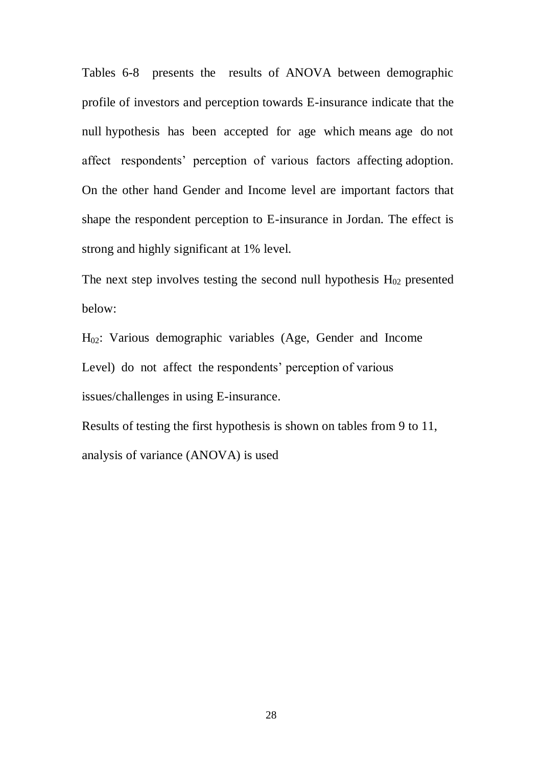Tables 6-8 presents the results of ANOVA between demographic profile of investors and perception towards E-insurance indicate that the null hypothesis has been accepted for age which means age do not affect respondents' perception of various factors affecting adoption. On the other hand Gender and Income level are important factors that shape the respondent perception to E-insurance in Jordan. The effect is strong and highly significant at 1% level.

The next step involves testing the second null hypothesis $H_{02}$ presented below:

$H_{02}$: Various demographic variables (Age, Gender and Income Level) do not affect the respondents' perception of various issues/challenges in using E-insurance.

Results of testing the first hypothesis is shown on tables from 9 to 11, analysis of variance (ANOVA) is used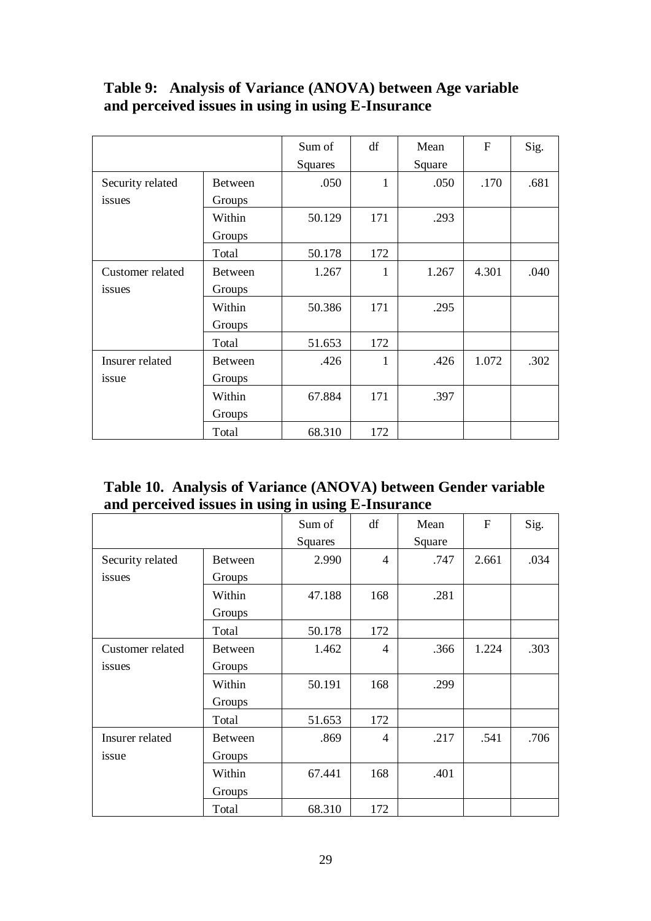**Table 9: Analysis of Variance (ANOVA) between Age variable and perceived issues in using in using E-Insurance**

| | | Sum of Squares | df | Mean Square | F | Sig. |
|---|---|---|---|---|---|---|
| Security related issues | Between Groups | .050 | 1 | .050 | .170 | .681 |
| | Within Groups | 50.129 | 171 | .293 | | |
| | Total | 50.178 | 172 | | | |
| Customer related issues | Between Groups | 1.267 | 1 | 1.267 | 4.301 | .040 |
| | Within Groups | 50.386 | 171 | .295 | | |
| | Total | 51.653 | 172 | | | |
| Insurer related issue | Between Groups | .426 | 1 | .426 | 1.072 | .302 |
| | Within Groups | 67.884 | 171 | .397 | | |
| | Total | 68.310 | 172 | | | |

**Table 10. Analysis of Variance (ANOVA) between Gender variable and perceived issues in using in using E-Insurance**

| | | Sum of Squares | df | Mean Square | F | Sig. |
|---|---|---|---|---|---|---|
| Security related issues | Between Groups | 2.990 | 4 | .747 | 2.661 | .034 |
| | Within Groups | 47.188 | 168 | .281 | | |
| | Total | 50.178 | 172 | | | |
| Customer related issues | Between Groups | 1.462 | 4 | .366 | 1.224 | .303 |
| | Within Groups | 50.191 | 168 | .299 | | |
| | Total | 51.653 | 172 | | | |
| Insurer related issue | Between Groups | .869 | 4 | .217 | .541 | .706 |
| | Within Groups | 67.441 | 168 | .401 | | |
| | Total | 68.310 | 172 | | | |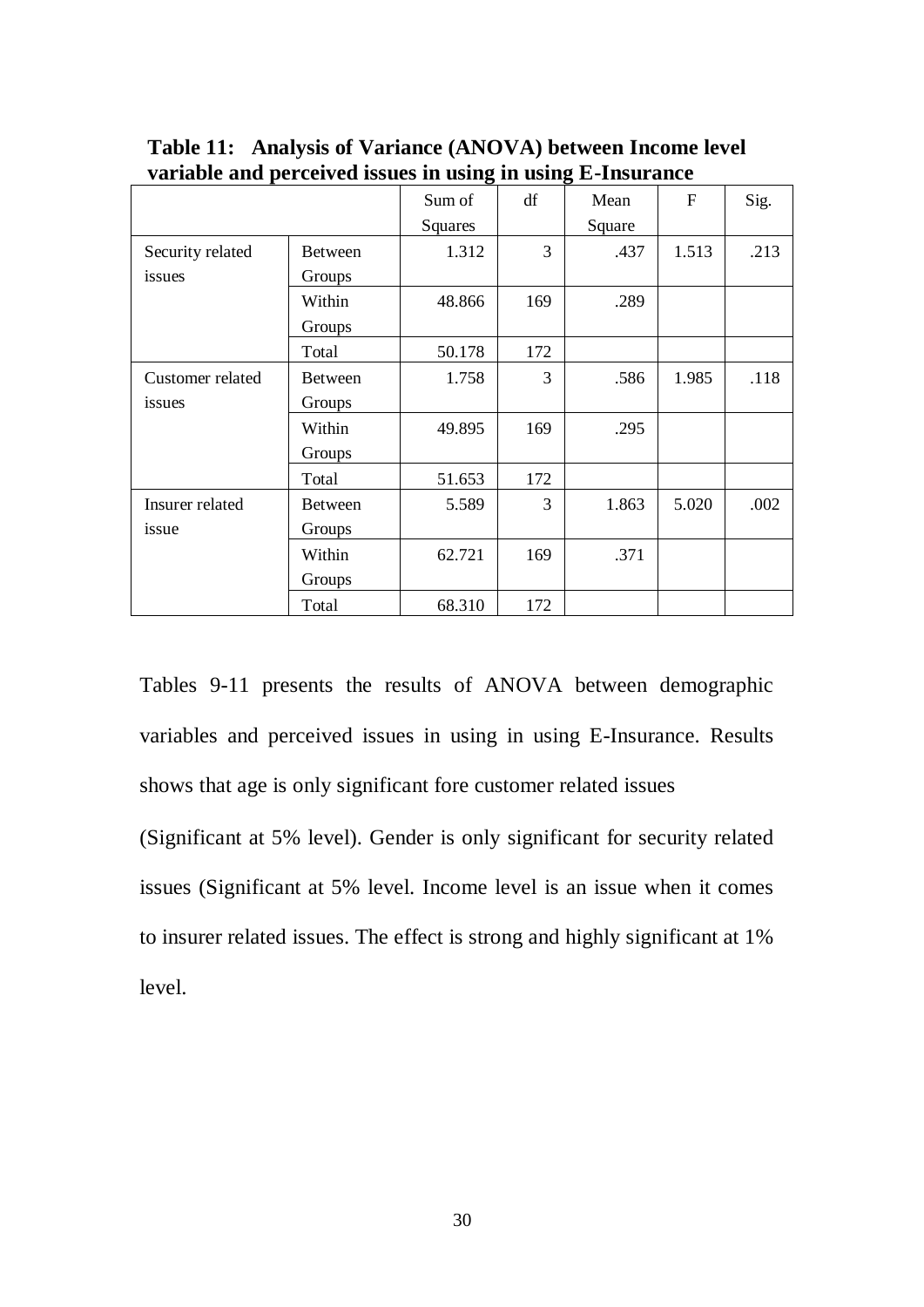**Table 11: Analysis of Variance (ANOVA) between Income level variable and perceived issues in using in using E-Insurance**

| | | Sum of Squares | df | Mean Square | F | Sig. |
|---|---|---|---|---|---|---|
| Security related issues | Between Groups | 1.312 | 3 | .437 | 1.513 | .213 |
| | Within Groups | 48.866 | 169 | .289 | | |
| | Total | 50.178 | 172 | | | |
| Customer related issues | Between Groups | 1.758 | 3 | .586 | 1.985 | .118 |
| | Within Groups | 49.895 | 169 | .295 | | |
| | Total | 51.653 | 172 | | | |
| Insurer related issue | Between Groups | 5.589 | 3 | 1.863 | 5.020 | .002 |
| | Within Groups | 62.721 | 169 | .371 | | |
| | Total | 68.310 | 172 | | | |

Tables 9-11 presents the results of ANOVA between demographic variables and perceived issues in using in using E-Insurance. Results shows that age is only significant fore customer related issues

(Significant at 5% level). Gender is only significant for security related issues (Significant at 5% level. Income level is an issue when it comes to insurer related issues. The effect is strong and highly significant at 1% level.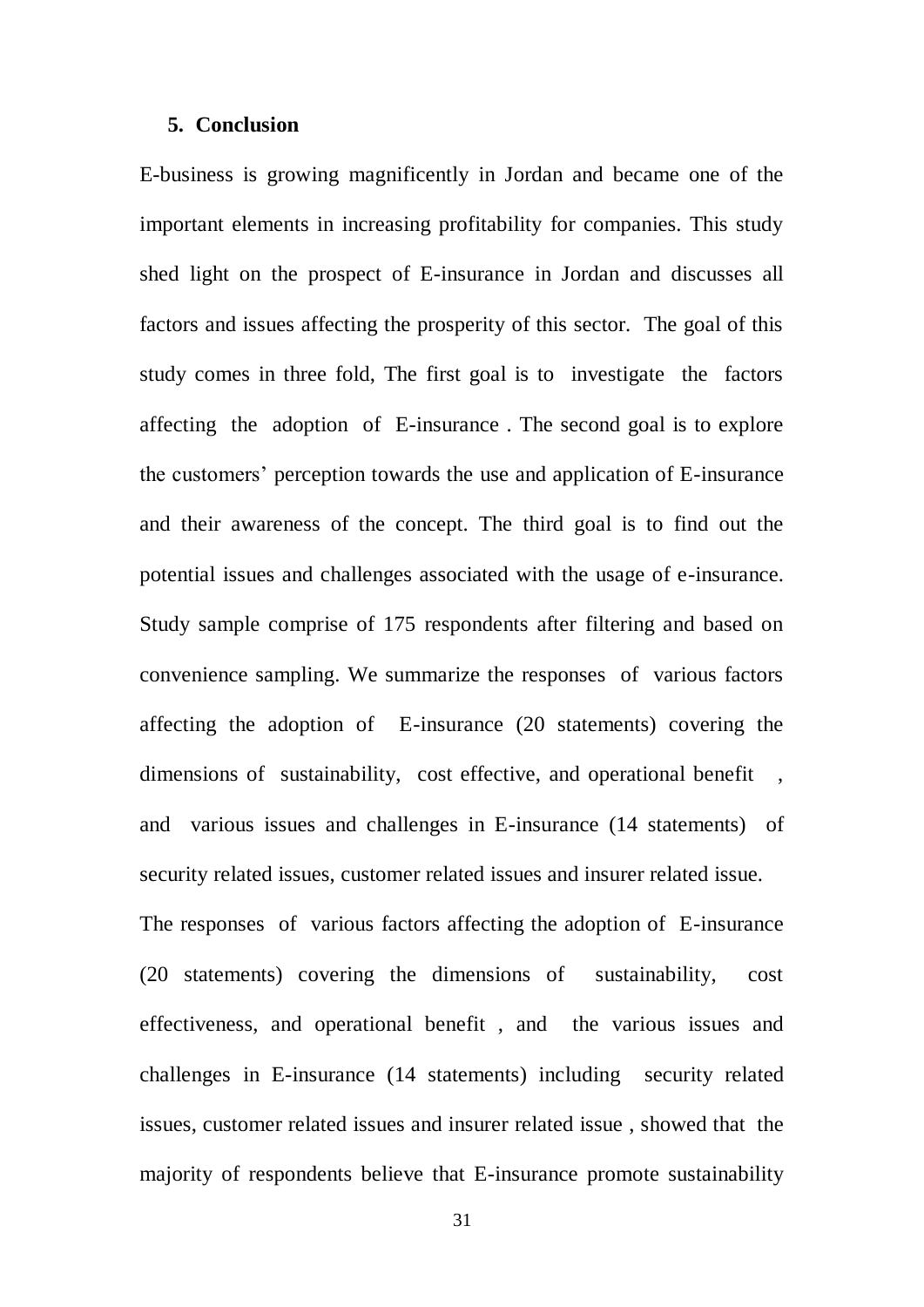## 5. Conclusion

E-business is growing magnificently in Jordan and became one of the important elements in increasing profitability for companies. This study shed light on the prospect of E-insurance in Jordan and discusses all factors and issues affecting the prosperity of this sector. The goal of this study comes in three fold, The first goal is to investigate the factors affecting the adoption of E-insurance . The second goal is to explore the customers' perception towards the use and application of E-insurance and their awareness of the concept. The third goal is to find out the potential issues and challenges associated with the usage of e-insurance. Study sample comprise of 175 respondents after filtering and based on convenience sampling. We summarize the responses of various factors affecting the adoption of E-insurance (20 statements) covering the dimensions of sustainability, cost effective, and operational benefit , and various issues and challenges in E-insurance (14 statements) of security related issues, customer related issues and insurer related issue.

The responses of various factors affecting the adoption of E-insurance (20 statements) covering the dimensions of sustainability, cost effectiveness, and operational benefit , and the various issues and challenges in E-insurance (14 statements) including security related issues, customer related issues and insurer related issue , showed that the majority of respondents believe that E-insurance promote sustainability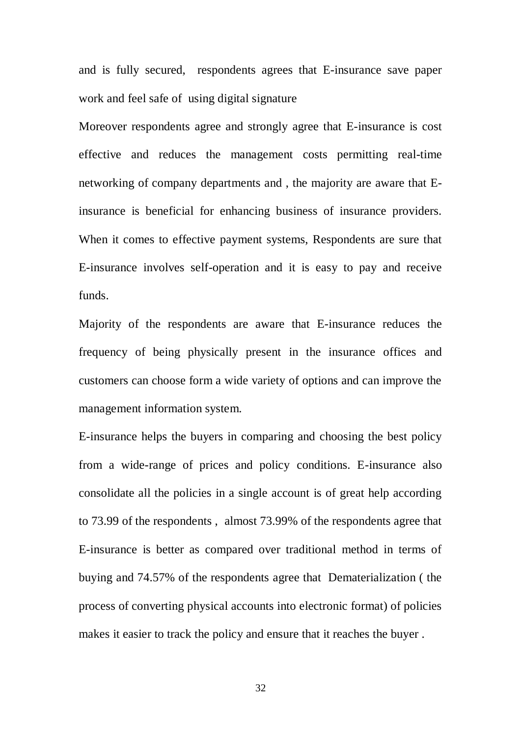and is fully secured, respondents agrees that E-insurance save paper work and feel safe of using digital signature

Moreover respondents agree and strongly agree that E-insurance is cost effective and reduces the management costs permitting real-time networking of company departments and , the majority are aware that E-insurance is beneficial for enhancing business of insurance providers. When it comes to effective payment systems, Respondents are sure that E-insurance involves self-operation and it is easy to pay and receive funds.

Majority of the respondents are aware that E-insurance reduces the frequency of being physically present in the insurance offices and customers can choose form a wide variety of options and can improve the management information system.

E-insurance helps the buyers in comparing and choosing the best policy from a wide-range of prices and policy conditions. E-insurance also consolidate all the policies in a single account is of great help according to 73.99 of the respondents , almost 73.99% of the respondents agree that E-insurance is better as compared over traditional method in terms of buying and 74.57% of the respondents agree that Dematerialization ( the process of converting physical accounts into electronic format) of policies makes it easier to track the policy and ensure that it reaches the buyer .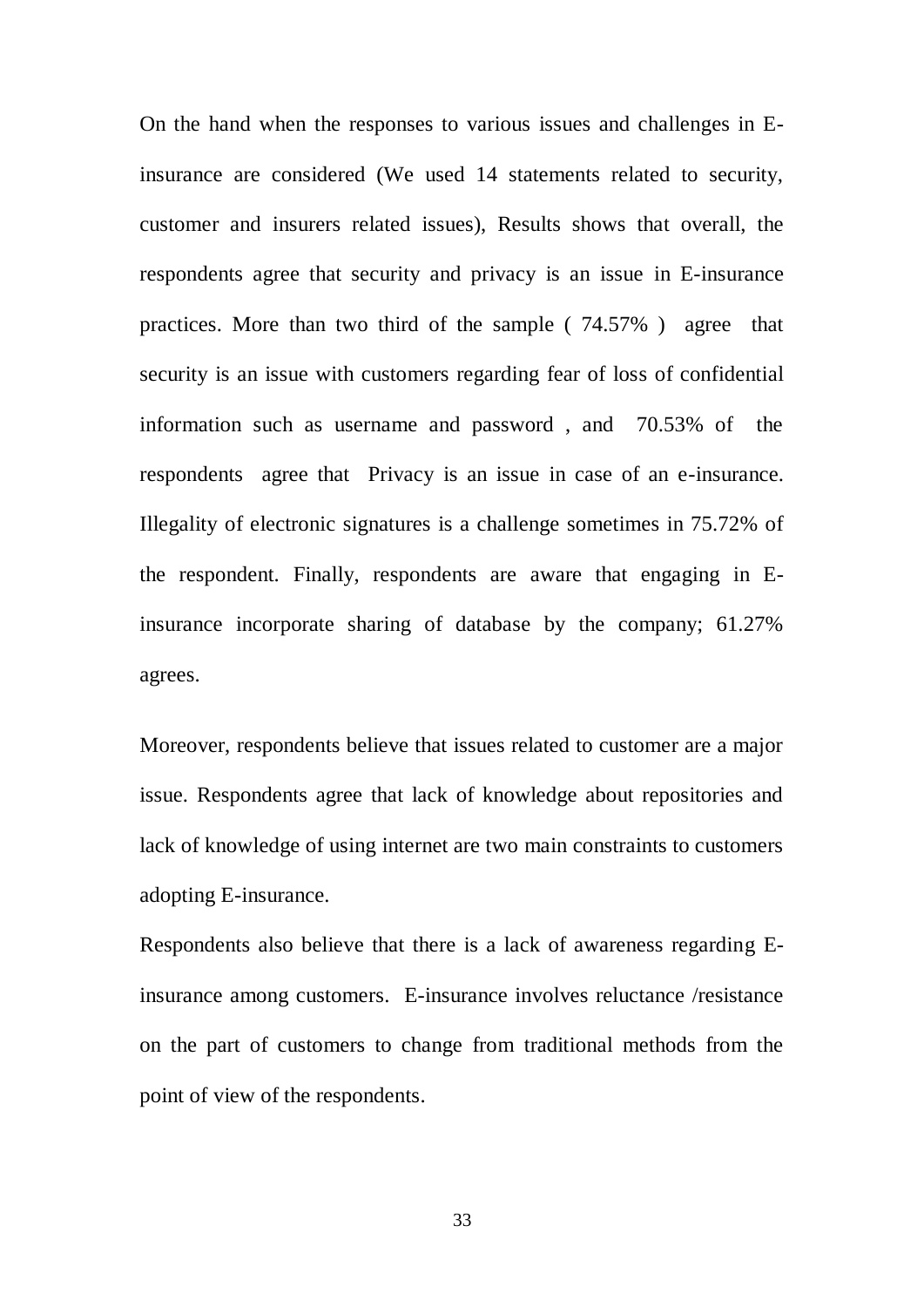On the hand when the responses to various issues and challenges in E-insurance are considered (We used 14 statements related to security, customer and insurers related issues), Results shows that overall, the respondents agree that security and privacy is an issue in E-insurance practices. More than two third of the sample ( 74.57% ) agree that security is an issue with customers regarding fear of loss of confidential information such as username and password , and 70.53% of the respondents agree that Privacy is an issue in case of an e-insurance. Illegality of electronic signatures is a challenge sometimes in 75.72% of the respondent. Finally, respondents are aware that engaging in E-insurance incorporate sharing of database by the company; 61.27% agrees.

Moreover, respondents believe that issues related to customer are a major issue. Respondents agree that lack of knowledge about repositories and lack of knowledge of using internet are two main constraints to customers adopting E-insurance.

Respondents also believe that there is a lack of awareness regarding E-insurance among customers. E-insurance involves reluctance /resistance on the part of customers to change from traditional methods from the point of view of the respondents.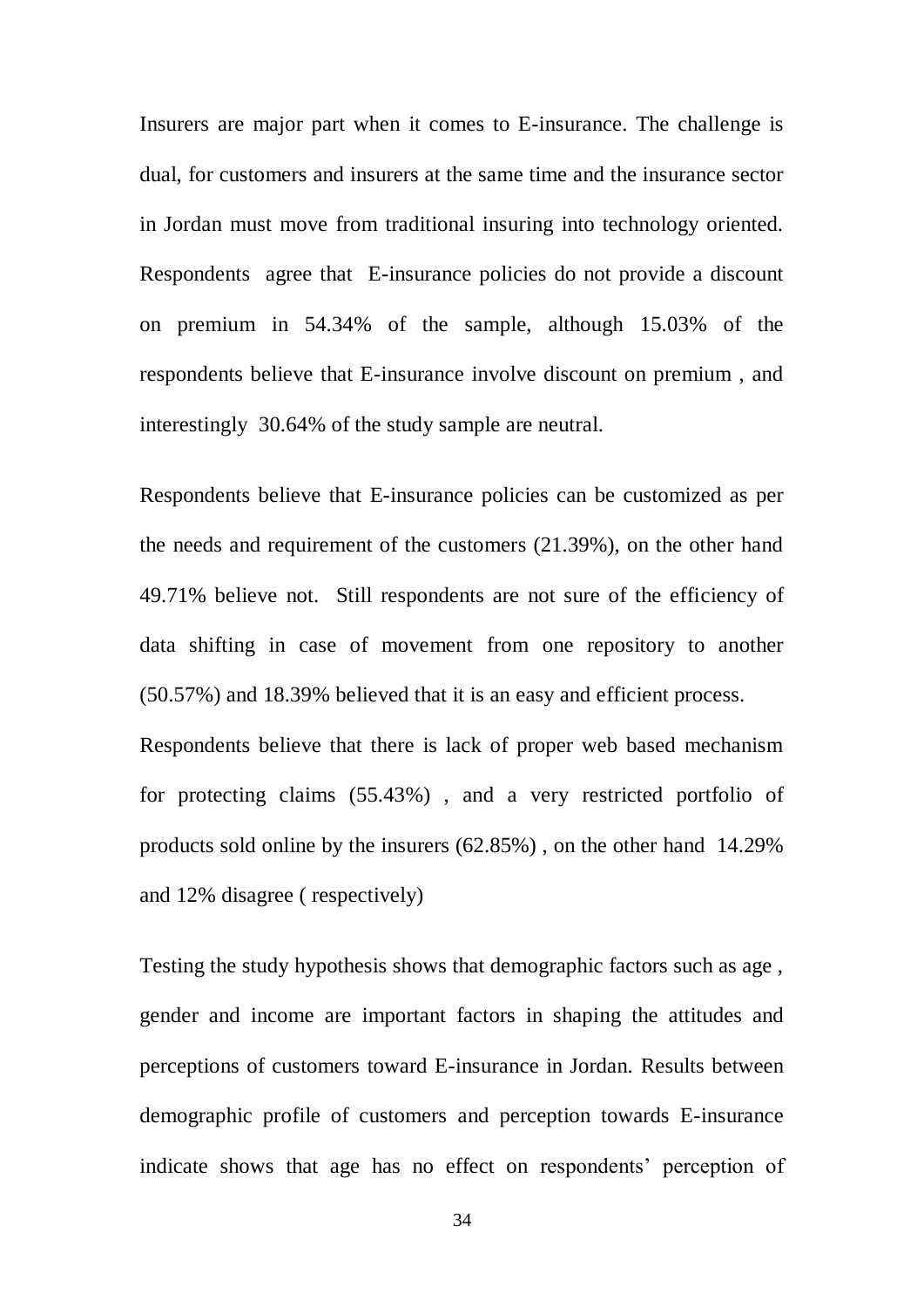Insurers are major part when it comes to E-insurance. The challenge is dual, for customers and insurers at the same time and the insurance sector in Jordan must move from traditional insuring into technology oriented. Respondents agree that E-insurance policies do not provide a discount on premium in 54.34% of the sample, although 15.03% of the respondents believe that E-insurance involve discount on premium , and interestingly 30.64% of the study sample are neutral.

Respondents believe that E-insurance policies can be customized as per the needs and requirement of the customers (21.39%), on the other hand 49.71% believe not. Still respondents are not sure of the efficiency of data shifting in case of movement from one repository to another (50.57%) and 18.39% believed that it is an easy and efficient process.

Respondents believe that there is lack of proper web based mechanism for protecting claims (55.43%) , and a very restricted portfolio of products sold online by the insurers (62.85%) , on the other hand 14.29% and 12% disagree ( respectively)

Testing the study hypothesis shows that demographic factors such as age , gender and income are important factors in shaping the attitudes and perceptions of customers toward E-insurance in Jordan. Results between demographic profile of customers and perception towards E-insurance indicate shows that age has no effect on respondents' perception of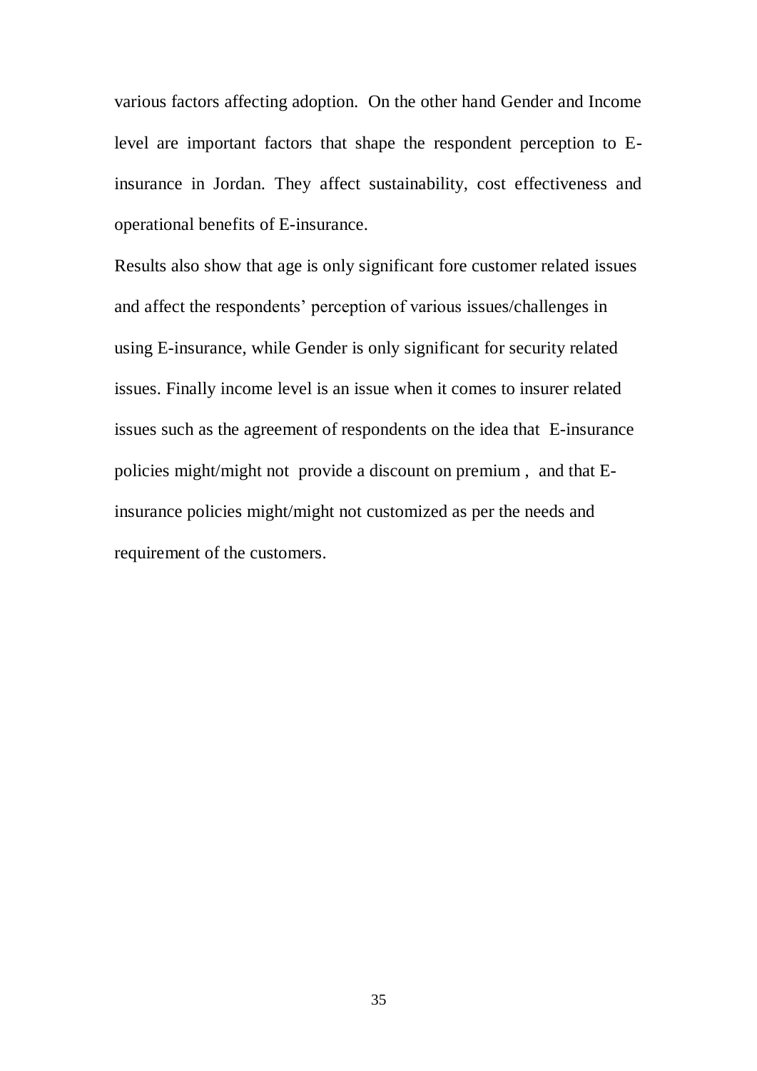various factors affecting adoption. On the other hand Gender and Income level are important factors that shape the respondent perception to E-insurance in Jordan. They affect sustainability, cost effectiveness and operational benefits of E-insurance.

Results also show that age is only significant fore customer related issues and affect the respondents' perception of various issues/challenges in using E-insurance, while Gender is only significant for security related issues. Finally income level is an issue when it comes to insurer related issues such as the agreement of respondents on the idea that E-insurance policies might/might not provide a discount on premium , and that E-insurance policies might/might not customized as per the needs and requirement of the customers.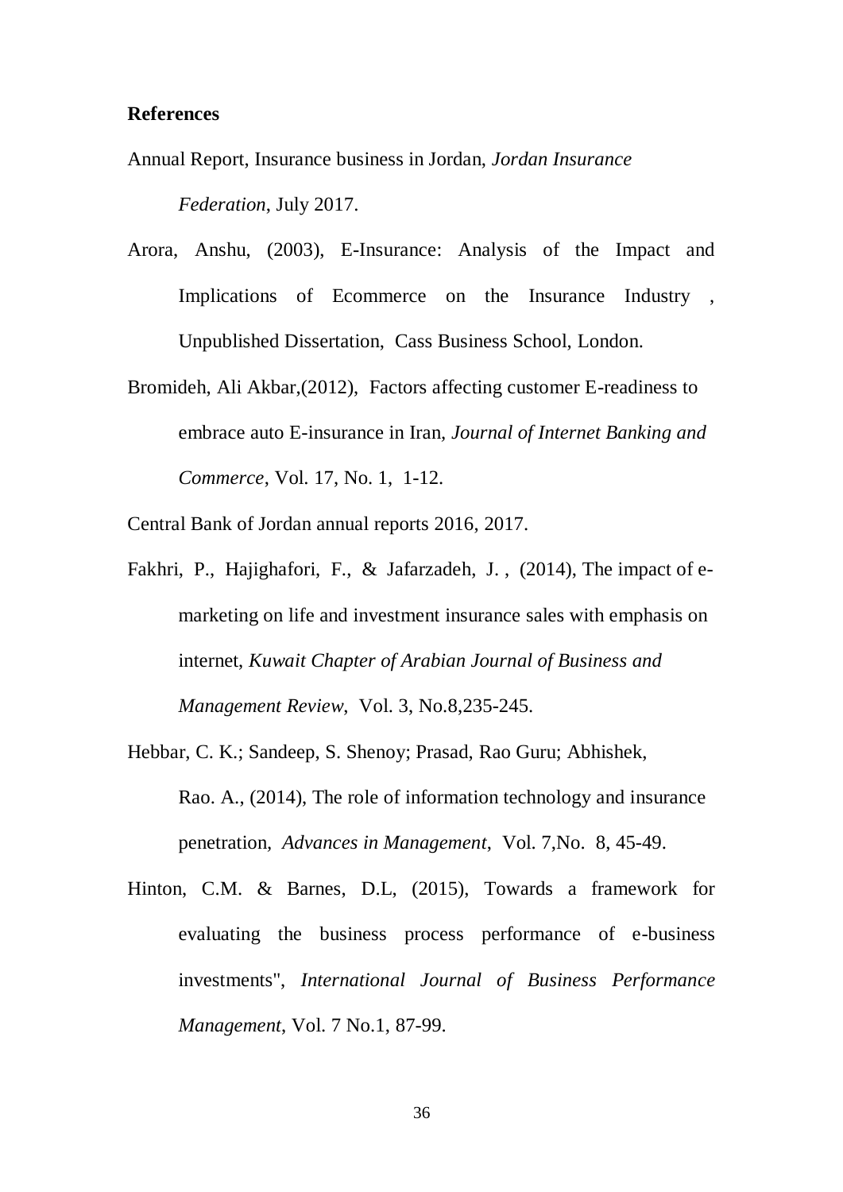**References**

Annual Report, Insurance business in Jordan, *Jordan Insurance Federation*, July 2017.

Arora, Anshu, (2003), E-Insurance: Analysis of the Impact and Implications of Ecommerce on the Insurance Industry , Unpublished Dissertation, Cass Business School, London.

Bromideh, Ali Akbar,(2012), Factors affecting customer E-readiness to embrace auto E-insurance in Iran, *Journal of Internet Banking and Commerce*, Vol. 17, No. 1, 1-12.

Central Bank of Jordan annual reports 2016, 2017.

Fakhri, P., Hajighafori, F., & Jafarzadeh, J. , (2014), The impact of e-marketing on life and investment insurance sales with emphasis on internet, *Kuwait Chapter of Arabian Journal of Business and Management Review*, Vol. 3, No.8,235-245.

Hebbar, C. K.; Sandeep, S. Shenoy; Prasad, Rao Guru; Abhishek, Rao. A., (2014), The role of information technology and insurance penetration, *Advances in Management*, Vol. 7,No. 8, 45-49.

Hinton, C.M. & Barnes, D.L, (2015), Towards a framework for evaluating the business process performance of e-business investments", *International Journal of Business Performance Management*, Vol. 7 No.1, 87-99.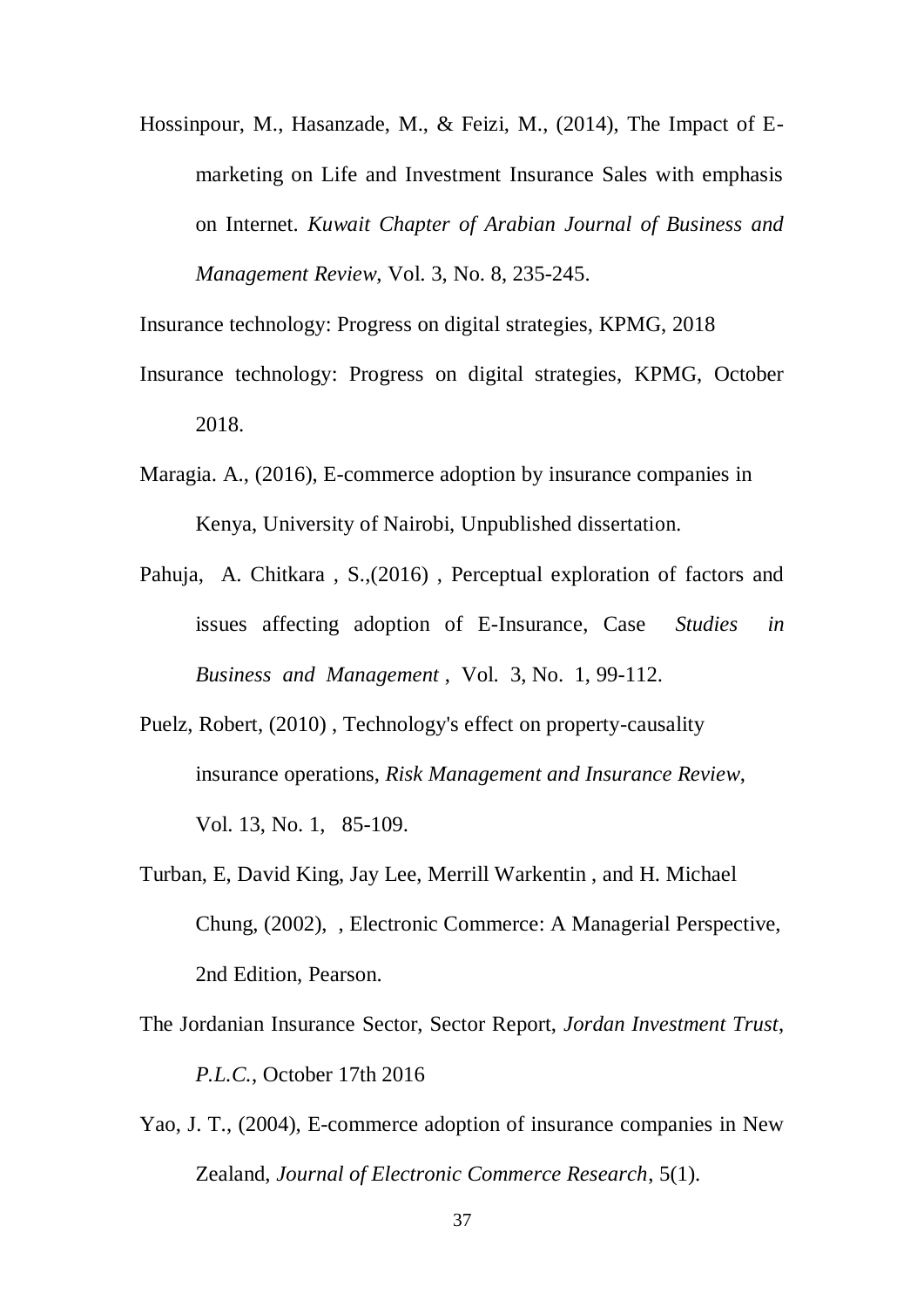Hossinpour, M., Hasanzade, M., & Feizi, M., (2014), The Impact of E-marketing on Life and Investment Insurance Sales with emphasis on Internet. *Kuwait Chapter of Arabian Journal of Business and Management Review*, Vol. 3, No. 8, 235-245.

Insurance technology: Progress on digital strategies, KPMG, 2018

Insurance technology: Progress on digital strategies, KPMG, October 2018.

Maragia. A., (2016), E-commerce adoption by insurance companies in Kenya, University of Nairobi, Unpublished dissertation.

Pahuja, A. Chitkara , S.,(2016) , Perceptual exploration of factors and issues affecting adoption of E-Insurance, Case *Studies in Business and Management* , Vol. 3, No. 1, 99-112.

Puelz, Robert, (2010) , Technology's effect on property-causality insurance operations, *Risk Management and Insurance Review*, Vol. 13, No. 1, 85-109.

Turban, E, David King, Jay Lee, Merrill Warkentin , and H. Michael Chung, (2002), , Electronic Commerce: A Managerial Perspective, 2nd Edition, Pearson.

The Jordanian Insurance Sector, Sector Report, *Jordan Investment Trust, P.L.C.*, October 17th 2016

Yao, J. T., (2004), E-commerce adoption of insurance companies in New Zealand, *Journal of Electronic Commerce Research*, 5(1).